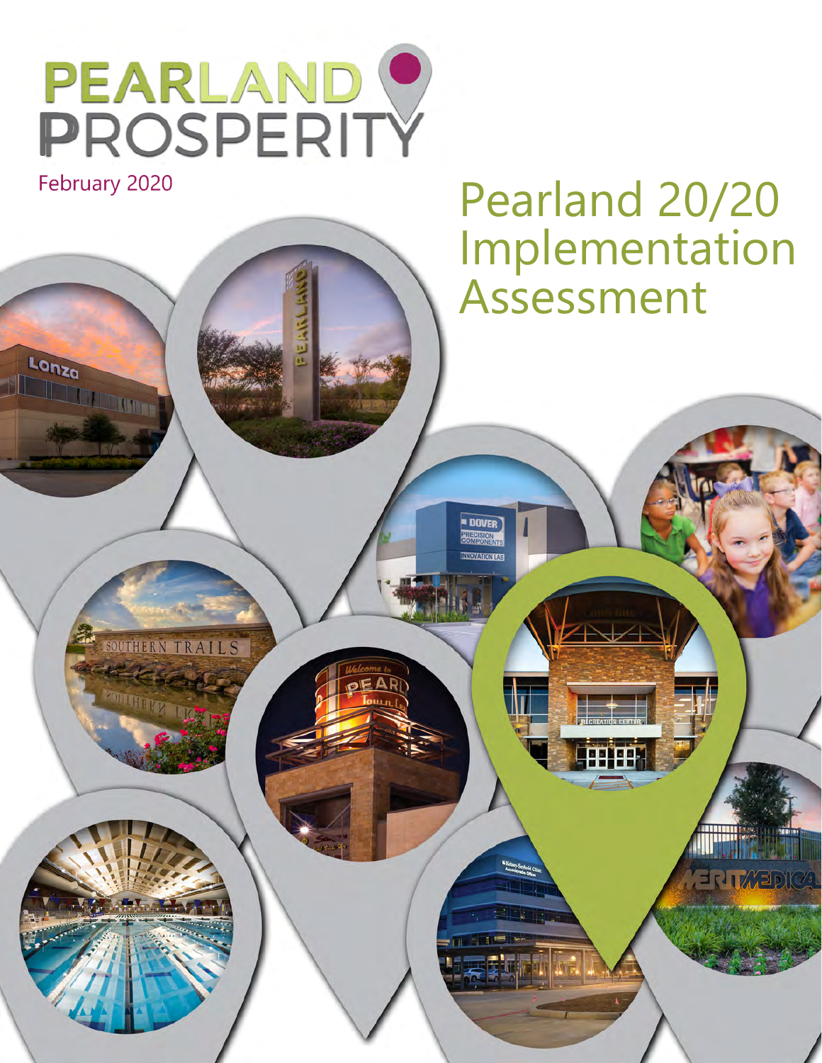# PEARLAND PROSPERITY

February 2020

# Pearland 20/20 Implementation Assessment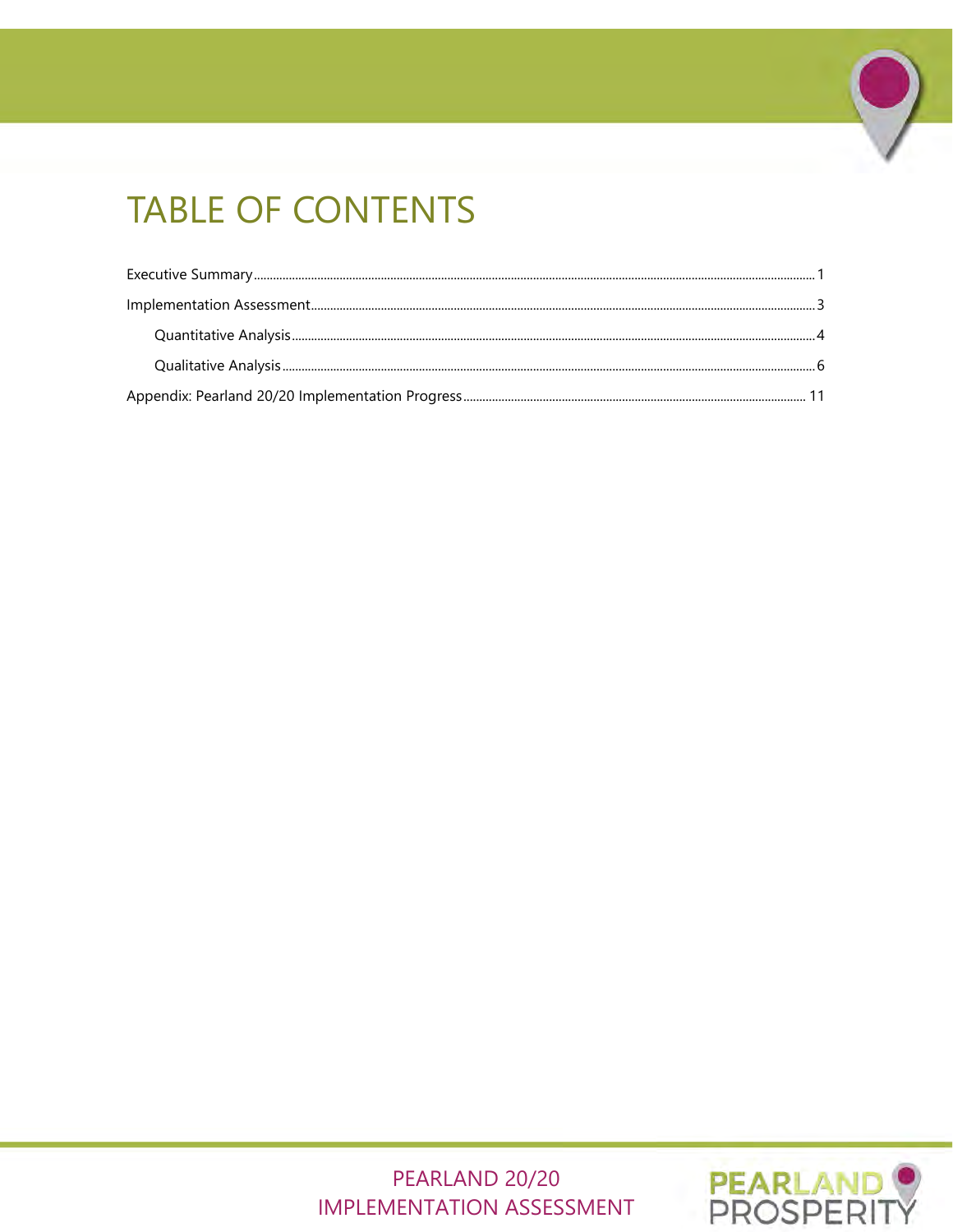# TABLE OF CONTENTS

Executive Summary ........ 1

Implementation Assessment ........ 3

- Quantitative Analysis ........ 4
- Qualitative Analysis ........ 6

Appendix: Pearland 20/20 Implementation Progress ........ 11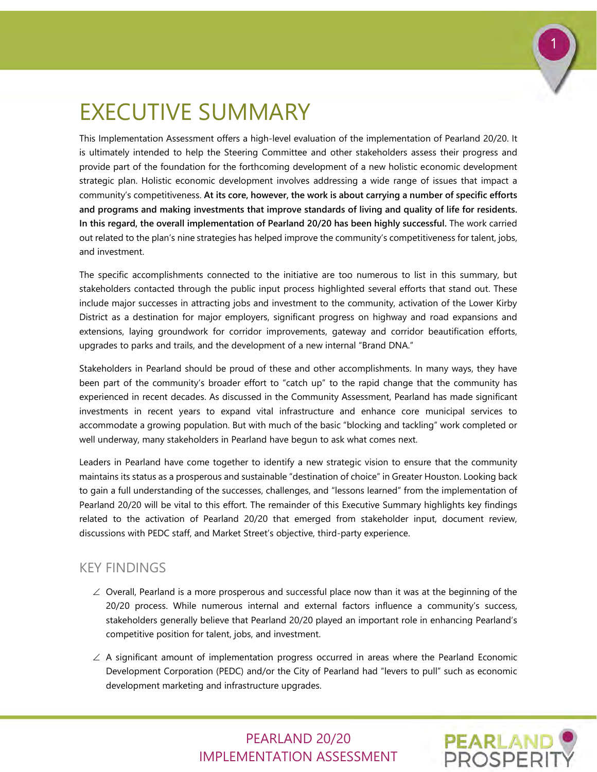# EXECUTIVE SUMMARY

This Implementation Assessment offers a high-level evaluation of the implementation of Pearland 20/20. It is ultimately intended to help the Steering Committee and other stakeholders assess their progress and provide part of the foundation for the forthcoming development of a new holistic economic development strategic plan. Holistic economic development involves addressing a wide range of issues that impact a community's competitiveness. **At its core, however, the work is about carrying a number of specific efforts and programs and making investments that improve standards of living and quality of life for residents. In this regard, the overall implementation of Pearland 20/20 has been highly successful.** The work carried out related to the plan's nine strategies has helped improve the community's competitiveness for talent, jobs, and investment.

The specific accomplishments connected to the initiative are too numerous to list in this summary, but stakeholders contacted through the public input process highlighted several efforts that stand out. These include major successes in attracting jobs and investment to the community, activation of the Lower Kirby District as a destination for major employers, significant progress on highway and road expansions and extensions, laying groundwork for corridor improvements, gateway and corridor beautification efforts, upgrades to parks and trails, and the development of a new internal "Brand DNA."

Stakeholders in Pearland should be proud of these and other accomplishments. In many ways, they have been part of the community's broader effort to "catch up" to the rapid change that the community has experienced in recent decades. As discussed in the Community Assessment, Pearland has made significant investments in recent years to expand vital infrastructure and enhance core municipal services to accommodate a growing population. But with much of the basic "blocking and tackling" work completed or well underway, many stakeholders in Pearland have begun to ask what comes next.

Leaders in Pearland have come together to identify a new strategic vision to ensure that the community maintains its status as a prosperous and sustainable "destination of choice" in Greater Houston. Looking back to gain a full understanding of the successes, challenges, and "lessons learned" from the implementation of Pearland 20/20 will be vital to this effort. The remainder of this Executive Summary highlights key findings related to the activation of Pearland 20/20 that emerged from stakeholder input, document review, discussions with PEDC staff, and Market Street's objective, third-party experience.

## KEY FINDINGS

- Overall, Pearland is a more prosperous and successful place now than it was at the beginning of the 20/20 process. While numerous internal and external factors influence a community's success, stakeholders generally believe that Pearland 20/20 played an important role in enhancing Pearland's competitive position for talent, jobs, and investment.
- A significant amount of implementation progress occurred in areas where the Pearland Economic Development Corporation (PEDC) and/or the City of Pearland had "levers to pull" such as economic development marketing and infrastructure upgrades.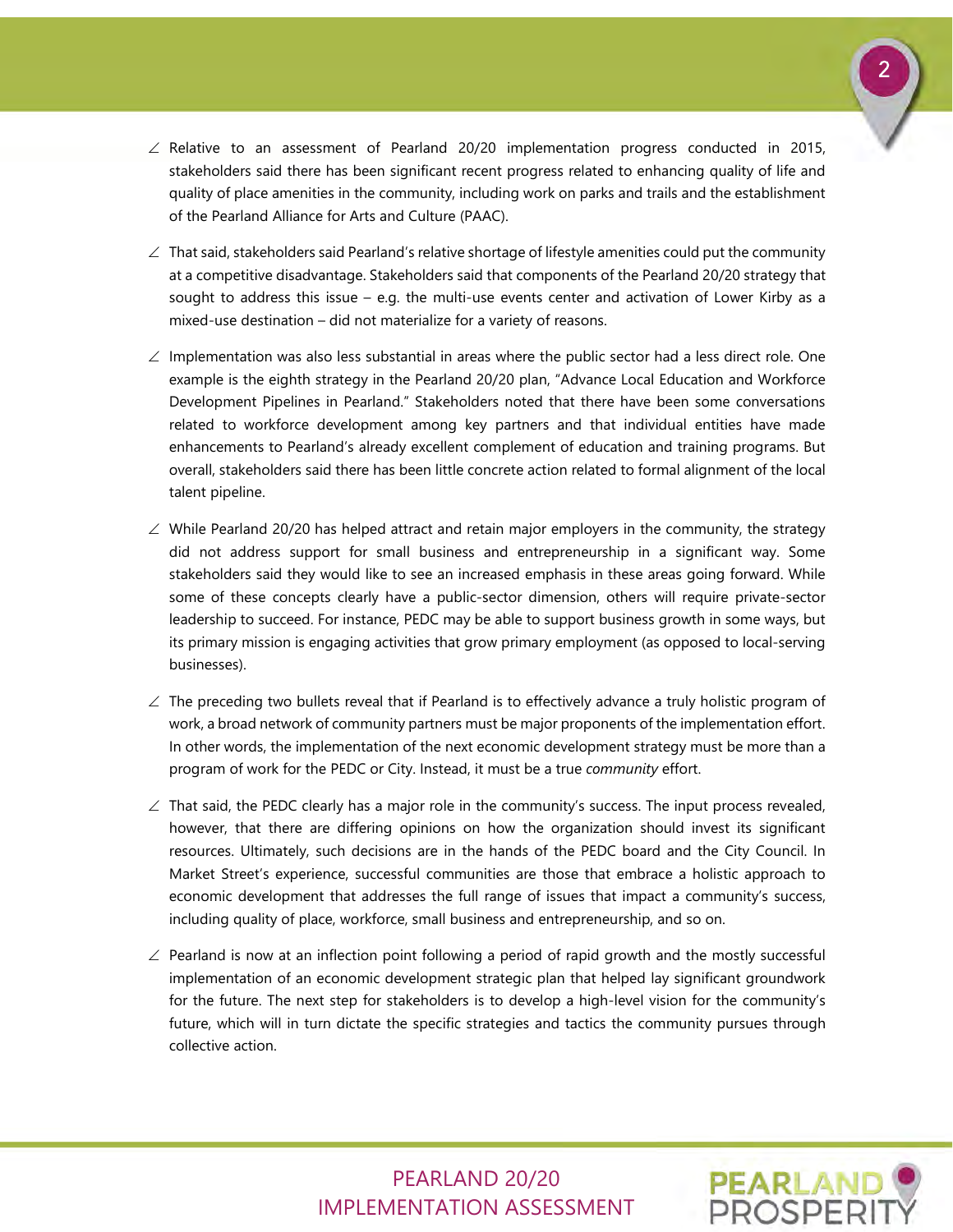- Relative to an assessment of Pearland 20/20 implementation progress conducted in 2015, stakeholders said there has been significant recent progress related to enhancing quality of life and quality of place amenities in the community, including work on parks and trails and the establishment of the Pearland Alliance for Arts and Culture (PAAC).

- That said, stakeholders said Pearland's relative shortage of lifestyle amenities could put the community at a competitive disadvantage. Stakeholders said that components of the Pearland 20/20 strategy that sought to address this issue – e.g. the multi-use events center and activation of Lower Kirby as a mixed-use destination – did not materialize for a variety of reasons.

- Implementation was also less substantial in areas where the public sector had a less direct role. One example is the eighth strategy in the Pearland 20/20 plan, "Advance Local Education and Workforce Development Pipelines in Pearland." Stakeholders noted that there have been some conversations related to workforce development among key partners and that individual entities have made enhancements to Pearland's already excellent complement of education and training programs. But overall, stakeholders said there has been little concrete action related to formal alignment of the local talent pipeline.

- While Pearland 20/20 has helped attract and retain major employers in the community, the strategy did not address support for small business and entrepreneurship in a significant way. Some stakeholders said they would like to see an increased emphasis in these areas going forward. While some of these concepts clearly have a public-sector dimension, others will require private-sector leadership to succeed. For instance, PEDC may be able to support business growth in some ways, but its primary mission is engaging activities that grow primary employment (as opposed to local-serving businesses).

- The preceding two bullets reveal that if Pearland is to effectively advance a truly holistic program of work, a broad network of community partners must be major proponents of the implementation effort. In other words, the implementation of the next economic development strategy must be more than a program of work for the PEDC or City. Instead, it must be a true *community* effort.

- That said, the PEDC clearly has a major role in the community's success. The input process revealed, however, that there are differing opinions on how the organization should invest its significant resources. Ultimately, such decisions are in the hands of the PEDC board and the City Council. In Market Street's experience, successful communities are those that embrace a holistic approach to economic development that addresses the full range of issues that impact a community's success, including quality of place, workforce, small business and entrepreneurship, and so on.

- Pearland is now at an inflection point following a period of rapid growth and the mostly successful implementation of an economic development strategic plan that helped lay significant groundwork for the future. The next step for stakeholders is to develop a high-level vision for the community's future, which will in turn dictate the specific strategies and tactics the community pursues through collective action.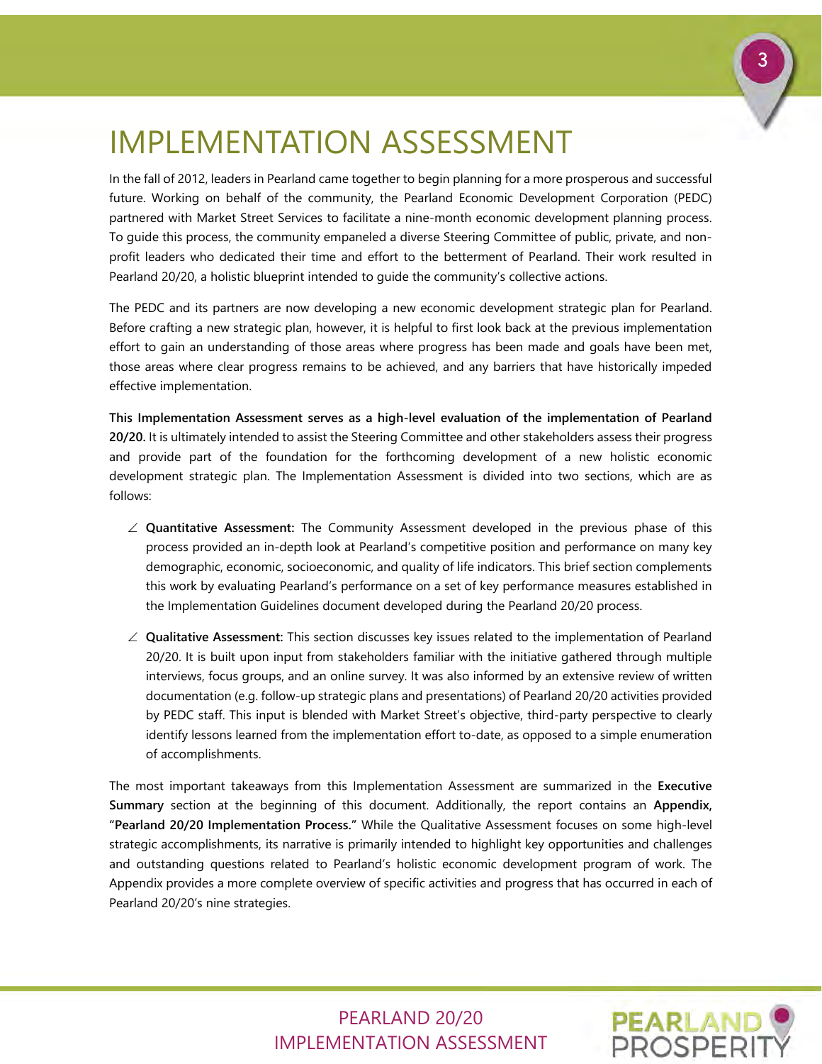# IMPLEMENTATION ASSESSMENT

In the fall of 2012, leaders in Pearland came together to begin planning for a more prosperous and successful future. Working on behalf of the community, the Pearland Economic Development Corporation (PEDC) partnered with Market Street Services to facilitate a nine-month economic development planning process. To guide this process, the community empaneled a diverse Steering Committee of public, private, and non-profit leaders who dedicated their time and effort to the betterment of Pearland. Their work resulted in Pearland 20/20, a holistic blueprint intended to guide the community's collective actions.

The PEDC and its partners are now developing a new economic development strategic plan for Pearland. Before crafting a new strategic plan, however, it is helpful to first look back at the previous implementation effort to gain an understanding of those areas where progress has been made and goals have been met, those areas where clear progress remains to be achieved, and any barriers that have historically impeded effective implementation.

**This Implementation Assessment serves as a high-level evaluation of the implementation of Pearland 20/20.** It is ultimately intended to assist the Steering Committee and other stakeholders assess their progress and provide part of the foundation for the forthcoming development of a new holistic economic development strategic plan. The Implementation Assessment is divided into two sections, which are as follows:

- **Quantitative Assessment:** The Community Assessment developed in the previous phase of this process provided an in-depth look at Pearland's competitive position and performance on many key demographic, economic, socioeconomic, and quality of life indicators. This brief section complements this work by evaluating Pearland's performance on a set of key performance measures established in the Implementation Guidelines document developed during the Pearland 20/20 process.
- **Qualitative Assessment:** This section discusses key issues related to the implementation of Pearland 20/20. It is built upon input from stakeholders familiar with the initiative gathered through multiple interviews, focus groups, and an online survey. It was also informed by an extensive review of written documentation (e.g. follow-up strategic plans and presentations) of Pearland 20/20 activities provided by PEDC staff. This input is blended with Market Street's objective, third-party perspective to clearly identify lessons learned from the implementation effort to-date, as opposed to a simple enumeration of accomplishments.

The most important takeaways from this Implementation Assessment are summarized in the **Executive Summary** section at the beginning of this document. Additionally, the report contains an **Appendix, "Pearland 20/20 Implementation Process."** While the Qualitative Assessment focuses on some high-level strategic accomplishments, its narrative is primarily intended to highlight key opportunities and challenges and outstanding questions related to Pearland's holistic economic development program of work. The Appendix provides a more complete overview of specific activities and progress that has occurred in each of Pearland 20/20's nine strategies.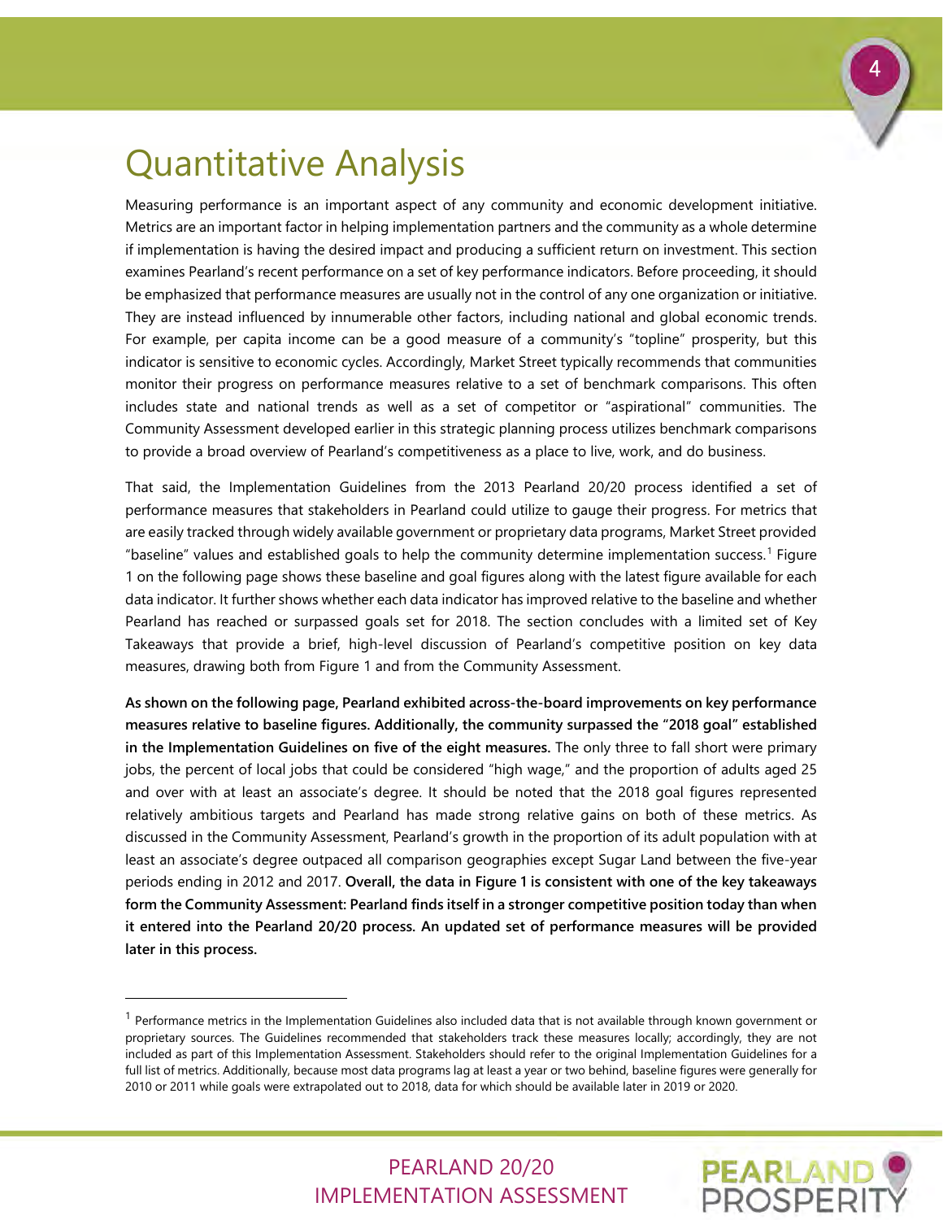# Quantitative Analysis

Measuring performance is an important aspect of any community and economic development initiative. Metrics are an important factor in helping implementation partners and the community as a whole determine if implementation is having the desired impact and producing a sufficient return on investment. This section examines Pearland's recent performance on a set of key performance indicators. Before proceeding, it should be emphasized that performance measures are usually not in the control of any one organization or initiative. They are instead influenced by innumerable other factors, including national and global economic trends. For example, per capita income can be a good measure of a community's "topline" prosperity, but this indicator is sensitive to economic cycles. Accordingly, Market Street typically recommends that communities monitor their progress on performance measures relative to a set of benchmark comparisons. This often includes state and national trends as well as a set of competitor or "aspirational" communities. The Community Assessment developed earlier in this strategic planning process utilizes benchmark comparisons to provide a broad overview of Pearland's competitiveness as a place to live, work, and do business.

That said, the Implementation Guidelines from the 2013 Pearland 20/20 process identified a set of performance measures that stakeholders in Pearland could utilize to gauge their progress. For metrics that are easily tracked through widely available government or proprietary data programs, Market Street provided "baseline" values and established goals to help the community determine implementation success.[1] Figure 1 on the following page shows these baseline and goal figures along with the latest figure available for each data indicator. It further shows whether each data indicator has improved relative to the baseline and whether Pearland has reached or surpassed goals set for 2018. The section concludes with a limited set of Key Takeaways that provide a brief, high-level discussion of Pearland's competitive position on key data measures, drawing both from Figure 1 and from the Community Assessment.

**As shown on the following page, Pearland exhibited across-the-board improvements on key performance measures relative to baseline figures. Additionally, the community surpassed the "2018 goal" established in the Implementation Guidelines on five of the eight measures.** The only three to fall short were primary jobs, the percent of local jobs that could be considered "high wage," and the proportion of adults aged 25 and over with at least an associate's degree. It should be noted that the 2018 goal figures represented relatively ambitious targets and Pearland has made strong relative gains on both of these metrics. As discussed in the Community Assessment, Pearland's growth in the proportion of its adult population with at least an associate's degree outpaced all comparison geographies except Sugar Land between the five-year periods ending in 2012 and 2017. **Overall, the data in Figure 1 is consistent with one of the key takeaways form the Community Assessment: Pearland finds itself in a stronger competitive position today than when it entered into the Pearland 20/20 process. An updated set of performance measures will be provided later in this process.**

---

[1] Performance metrics in the Implementation Guidelines also included data that is not available through known government or proprietary sources. The Guidelines recommended that stakeholders track these measures locally; accordingly, they are not included as part of this Implementation Assessment. Stakeholders should refer to the original Implementation Guidelines for a full list of metrics. Additionally, because most data programs lag at least a year or two behind, baseline figures were generally for 2010 or 2011 while goals were extrapolated out to 2018, data for which should be available later in 2019 or 2020.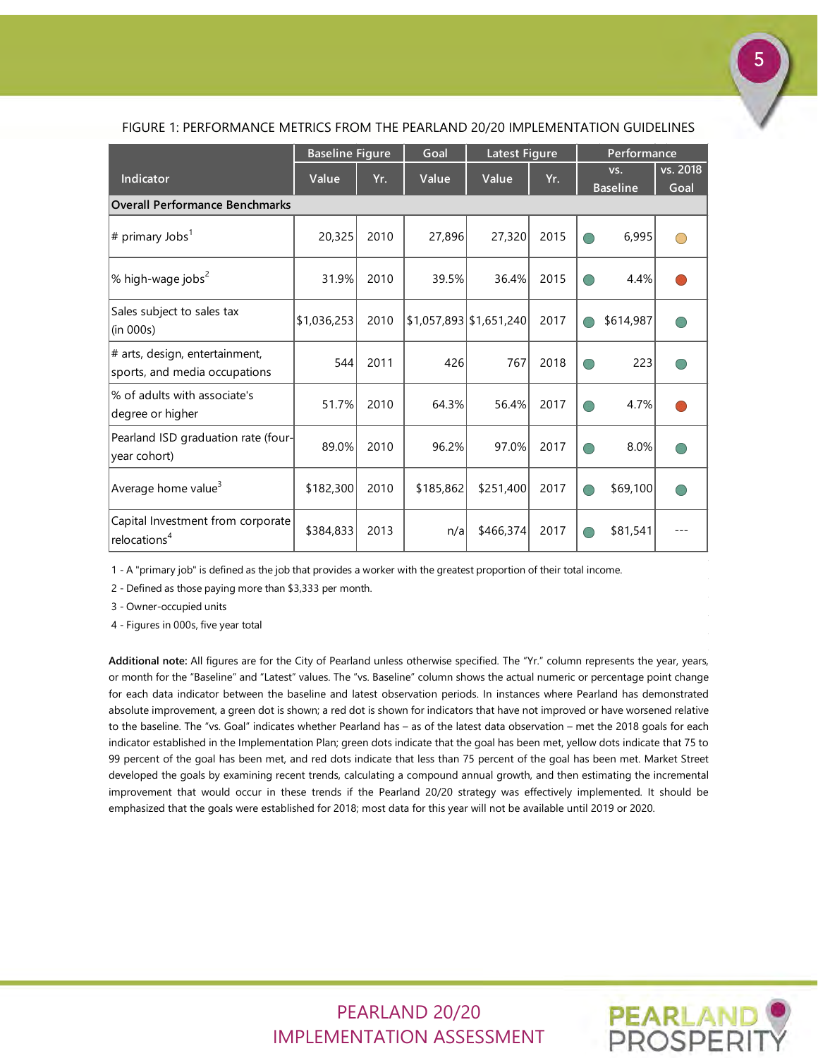FIGURE 1: PERFORMANCE METRICS FROM THE PEARLAND 20/20 IMPLEMENTATION GUIDELINES

| Indicator | Baseline Figure | | Goal | Latest Figure | | Performance | | |
|---|---|---|---|---|---|---|---|---|
| | Value | Yr. | Value | Value | Yr. | vs. Baseline | | vs. 2018 Goal |
| **Overall Performance Benchmarks** | | | | | | | | |
| # primary Jobs[1] | 20,325 | 2010 | 27,896 | 27,320 | 2015 | ● | 6,995 | ● |
| % high-wage jobs[2] | 31.9% | 2010 | 39.5% | 36.4% | 2015 | ● | 4.4% | ● |
| Sales subject to sales tax (in 000s) | $1,036,253 | 2010 | $1,057,893 | $1,651,240 | 2017 | ● | $614,987 | ● |
| # arts, design, entertainment, sports, and media occupations | 544 | 2011 | 426 | 767 | 2018 | ● | 223 | ● |
| % of adults with associate's degree or higher | 51.7% | 2010 | 64.3% | 56.4% | 2017 | ● | 4.7% | ● |
| Pearland ISD graduation rate (four-year cohort) | 89.0% | 2010 | 96.2% | 97.0% | 2017 | ● | 8.0% | ● |
| Average home value[3] | $182,300 | 2010 | $185,862 | $251,400 | 2017 | ● | $69,100 | ● |
| Capital Investment from corporate relocations[4] | $384,833 | 2013 | n/a | $466,374 | 2017 | ● | $81,541 | --- |

1 - A "primary job" is defined as the job that provides a worker with the greatest proportion of their total income.

2 - Defined as those paying more than $3,333 per month.

3 - Owner-occupied units

4 - Figures in 000s, five year total

**Additional note:** All figures are for the City of Pearland unless otherwise specified. The "Yr." column represents the year, years, or month for the "Baseline" and "Latest" values. The "vs. Baseline" column shows the actual numeric or percentage point change for each data indicator between the baseline and latest observation periods. In instances where Pearland has demonstrated absolute improvement, a green dot is shown; a red dot is shown for indicators that have not improved or have worsened relative to the baseline. The "vs. Goal" indicates whether Pearland has – as of the latest data observation – met the 2018 goals for each indicator established in the Implementation Plan; green dots indicate that the goal has been met, yellow dots indicate that 75 to 99 percent of the goal has been met, and red dots indicate that less than 75 percent of the goal has been met. Market Street developed the goals by examining recent trends, calculating a compound annual growth, and then estimating the incremental improvement that would occur in these trends if the Pearland 20/20 strategy was effectively implemented. It should be emphasized that the goals were established for 2018; most data for this year will not be available until 2019 or 2020.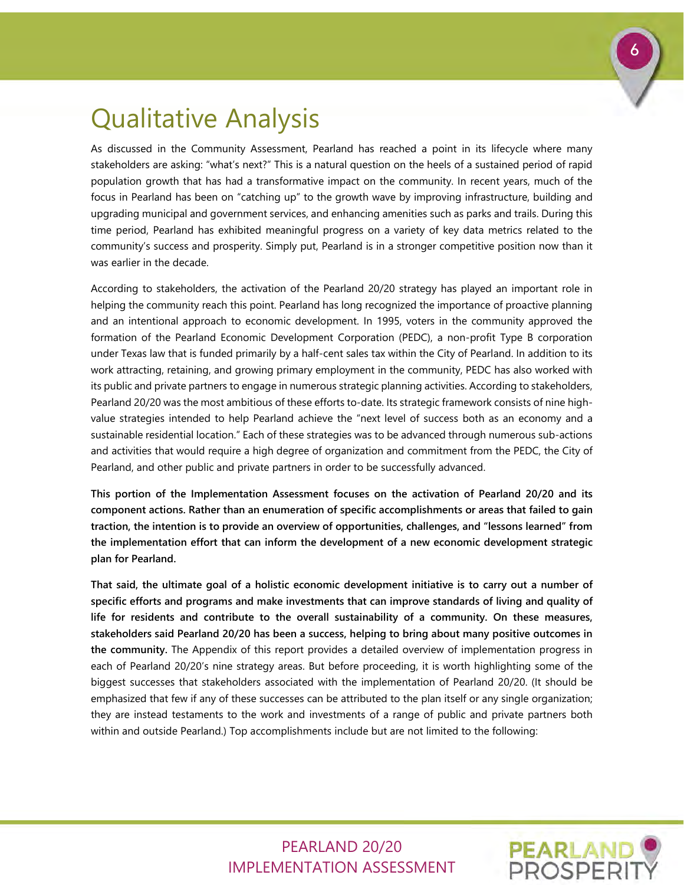# Qualitative Analysis

As discussed in the Community Assessment, Pearland has reached a point in its lifecycle where many stakeholders are asking: "what's next?" This is a natural question on the heels of a sustained period of rapid population growth that has had a transformative impact on the community. In recent years, much of the focus in Pearland has been on "catching up" to the growth wave by improving infrastructure, building and upgrading municipal and government services, and enhancing amenities such as parks and trails. During this time period, Pearland has exhibited meaningful progress on a variety of key data metrics related to the community's success and prosperity. Simply put, Pearland is in a stronger competitive position now than it was earlier in the decade.

According to stakeholders, the activation of the Pearland 20/20 strategy has played an important role in helping the community reach this point. Pearland has long recognized the importance of proactive planning and an intentional approach to economic development. In 1995, voters in the community approved the formation of the Pearland Economic Development Corporation (PEDC), a non-profit Type B corporation under Texas law that is funded primarily by a half-cent sales tax within the City of Pearland. In addition to its work attracting, retaining, and growing primary employment in the community, PEDC has also worked with its public and private partners to engage in numerous strategic planning activities. According to stakeholders, Pearland 20/20 was the most ambitious of these efforts to-date. Its strategic framework consists of nine high-value strategies intended to help Pearland achieve the "next level of success both as an economy and a sustainable residential location." Each of these strategies was to be advanced through numerous sub-actions and activities that would require a high degree of organization and commitment from the PEDC, the City of Pearland, and other public and private partners in order to be successfully advanced.

**This portion of the Implementation Assessment focuses on the activation of Pearland 20/20 and its component actions. Rather than an enumeration of specific accomplishments or areas that failed to gain traction, the intention is to provide an overview of opportunities, challenges, and "lessons learned" from the implementation effort that can inform the development of a new economic development strategic plan for Pearland.**

**That said, the ultimate goal of a holistic economic development initiative is to carry out a number of specific efforts and programs and make investments that can improve standards of living and quality of life for residents and contribute to the overall sustainability of a community. On these measures, stakeholders said Pearland 20/20 has been a success, helping to bring about many positive outcomes in the community.** The Appendix of this report provides a detailed overview of implementation progress in each of Pearland 20/20's nine strategy areas. But before proceeding, it is worth highlighting some of the biggest successes that stakeholders associated with the implementation of Pearland 20/20. (It should be emphasized that few if any of these successes can be attributed to the plan itself or any single organization; they are instead testaments to the work and investments of a range of public and private partners both within and outside Pearland.) Top accomplishments include but are not limited to the following: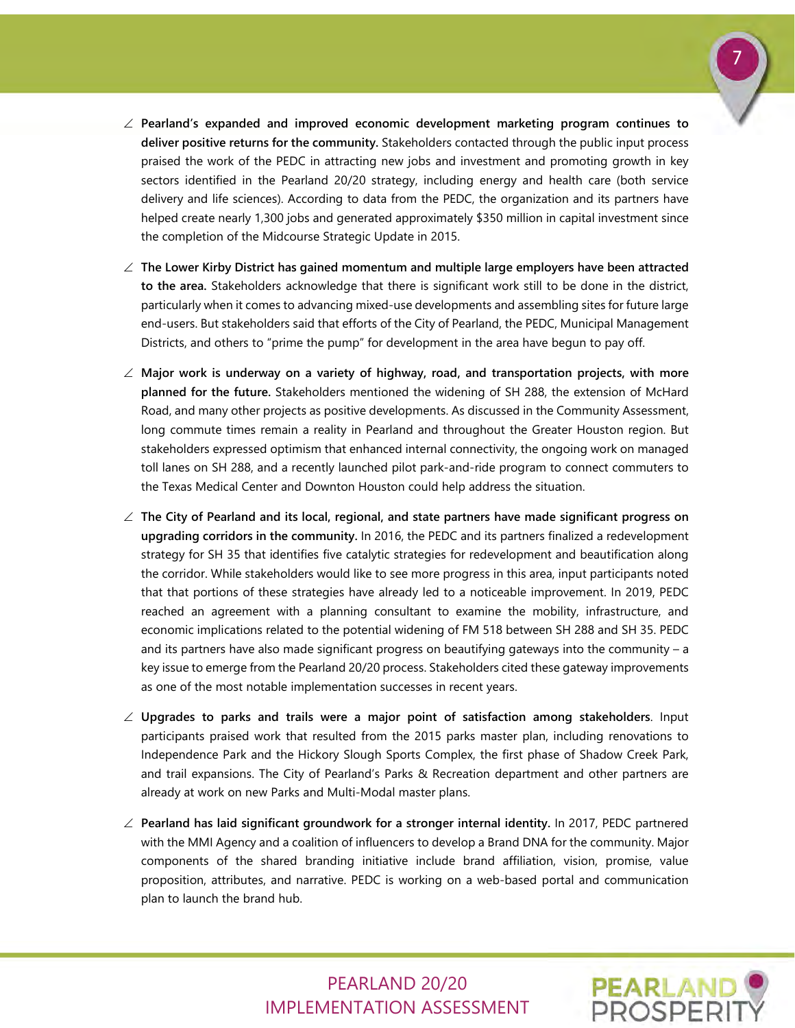- **Pearland's expanded and improved economic development marketing program continues to deliver positive returns for the community.** Stakeholders contacted through the public input process praised the work of the PEDC in attracting new jobs and investment and promoting growth in key sectors identified in the Pearland 20/20 strategy, including energy and health care (both service delivery and life sciences). According to data from the PEDC, the organization and its partners have helped create nearly 1,300 jobs and generated approximately $350 million in capital investment since the completion of the Midcourse Strategic Update in 2015.

- **The Lower Kirby District has gained momentum and multiple large employers have been attracted to the area.** Stakeholders acknowledge that there is significant work still to be done in the district, particularly when it comes to advancing mixed-use developments and assembling sites for future large end-users. But stakeholders said that efforts of the City of Pearland, the PEDC, Municipal Management Districts, and others to "prime the pump" for development in the area have begun to pay off.

- **Major work is underway on a variety of highway, road, and transportation projects, with more planned for the future.** Stakeholders mentioned the widening of SH 288, the extension of McHard Road, and many other projects as positive developments. As discussed in the Community Assessment, long commute times remain a reality in Pearland and throughout the Greater Houston region. But stakeholders expressed optimism that enhanced internal connectivity, the ongoing work on managed toll lanes on SH 288, and a recently launched pilot park-and-ride program to connect commuters to the Texas Medical Center and Downton Houston could help address the situation.

- **The City of Pearland and its local, regional, and state partners have made significant progress on upgrading corridors in the community.** In 2016, the PEDC and its partners finalized a redevelopment strategy for SH 35 that identifies five catalytic strategies for redevelopment and beautification along the corridor. While stakeholders would like to see more progress in this area, input participants noted that that portions of these strategies have already led to a noticeable improvement. In 2019, PEDC reached an agreement with a planning consultant to examine the mobility, infrastructure, and economic implications related to the potential widening of FM 518 between SH 288 and SH 35. PEDC and its partners have also made significant progress on beautifying gateways into the community – a key issue to emerge from the Pearland 20/20 process. Stakeholders cited these gateway improvements as one of the most notable implementation successes in recent years.

- **Upgrades to parks and trails were a major point of satisfaction among stakeholders**. Input participants praised work that resulted from the 2015 parks master plan, including renovations to Independence Park and the Hickory Slough Sports Complex, the first phase of Shadow Creek Park, and trail expansions. The City of Pearland's Parks & Recreation department and other partners are already at work on new Parks and Multi-Modal master plans.

- **Pearland has laid significant groundwork for a stronger internal identity.** In 2017, PEDC partnered with the MMI Agency and a coalition of influencers to develop a Brand DNA for the community. Major components of the shared branding initiative include brand affiliation, vision, promise, value proposition, attributes, and narrative. PEDC is working on a web-based portal and communication plan to launch the brand hub.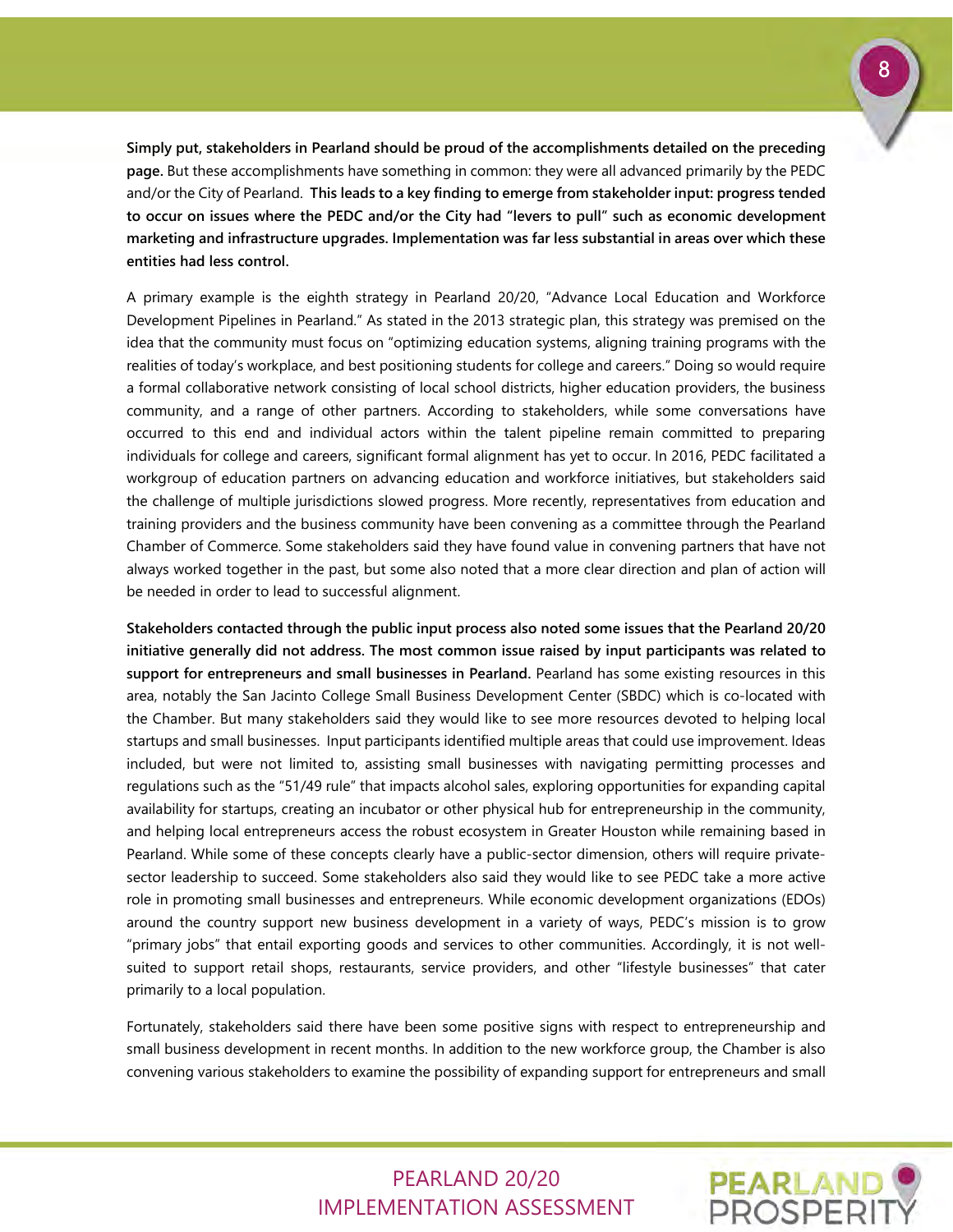**Simply put, stakeholders in Pearland should be proud of the accomplishments detailed on the preceding page.** But these accomplishments have something in common: they were all advanced primarily by the PEDC and/or the City of Pearland. **This leads to a key finding to emerge from stakeholder input: progress tended to occur on issues where the PEDC and/or the City had "levers to pull" such as economic development marketing and infrastructure upgrades. Implementation was far less substantial in areas over which these entities had less control.**

A primary example is the eighth strategy in Pearland 20/20, "Advance Local Education and Workforce Development Pipelines in Pearland." As stated in the 2013 strategic plan, this strategy was premised on the idea that the community must focus on "optimizing education systems, aligning training programs with the realities of today's workplace, and best positioning students for college and careers." Doing so would require a formal collaborative network consisting of local school districts, higher education providers, the business community, and a range of other partners. According to stakeholders, while some conversations have occurred to this end and individual actors within the talent pipeline remain committed to preparing individuals for college and careers, significant formal alignment has yet to occur. In 2016, PEDC facilitated a workgroup of education partners on advancing education and workforce initiatives, but stakeholders said the challenge of multiple jurisdictions slowed progress. More recently, representatives from education and training providers and the business community have been convening as a committee through the Pearland Chamber of Commerce. Some stakeholders said they have found value in convening partners that have not always worked together in the past, but some also noted that a more clear direction and plan of action will be needed in order to lead to successful alignment.

**Stakeholders contacted through the public input process also noted some issues that the Pearland 20/20 initiative generally did not address. The most common issue raised by input participants was related to support for entrepreneurs and small businesses in Pearland.** Pearland has some existing resources in this area, notably the San Jacinto College Small Business Development Center (SBDC) which is co-located with the Chamber. But many stakeholders said they would like to see more resources devoted to helping local startups and small businesses. Input participants identified multiple areas that could use improvement. Ideas included, but were not limited to, assisting small businesses with navigating permitting processes and regulations such as the "51/49 rule" that impacts alcohol sales, exploring opportunities for expanding capital availability for startups, creating an incubator or other physical hub for entrepreneurship in the community, and helping local entrepreneurs access the robust ecosystem in Greater Houston while remaining based in Pearland. While some of these concepts clearly have a public-sector dimension, others will require private-sector leadership to succeed. Some stakeholders also said they would like to see PEDC take a more active role in promoting small businesses and entrepreneurs. While economic development organizations (EDOs) around the country support new business development in a variety of ways, PEDC's mission is to grow "primary jobs" that entail exporting goods and services to other communities. Accordingly, it is not well-suited to support retail shops, restaurants, service providers, and other "lifestyle businesses" that cater primarily to a local population.

Fortunately, stakeholders said there have been some positive signs with respect to entrepreneurship and small business development in recent months. In addition to the new workforce group, the Chamber is also convening various stakeholders to examine the possibility of expanding support for entrepreneurs and small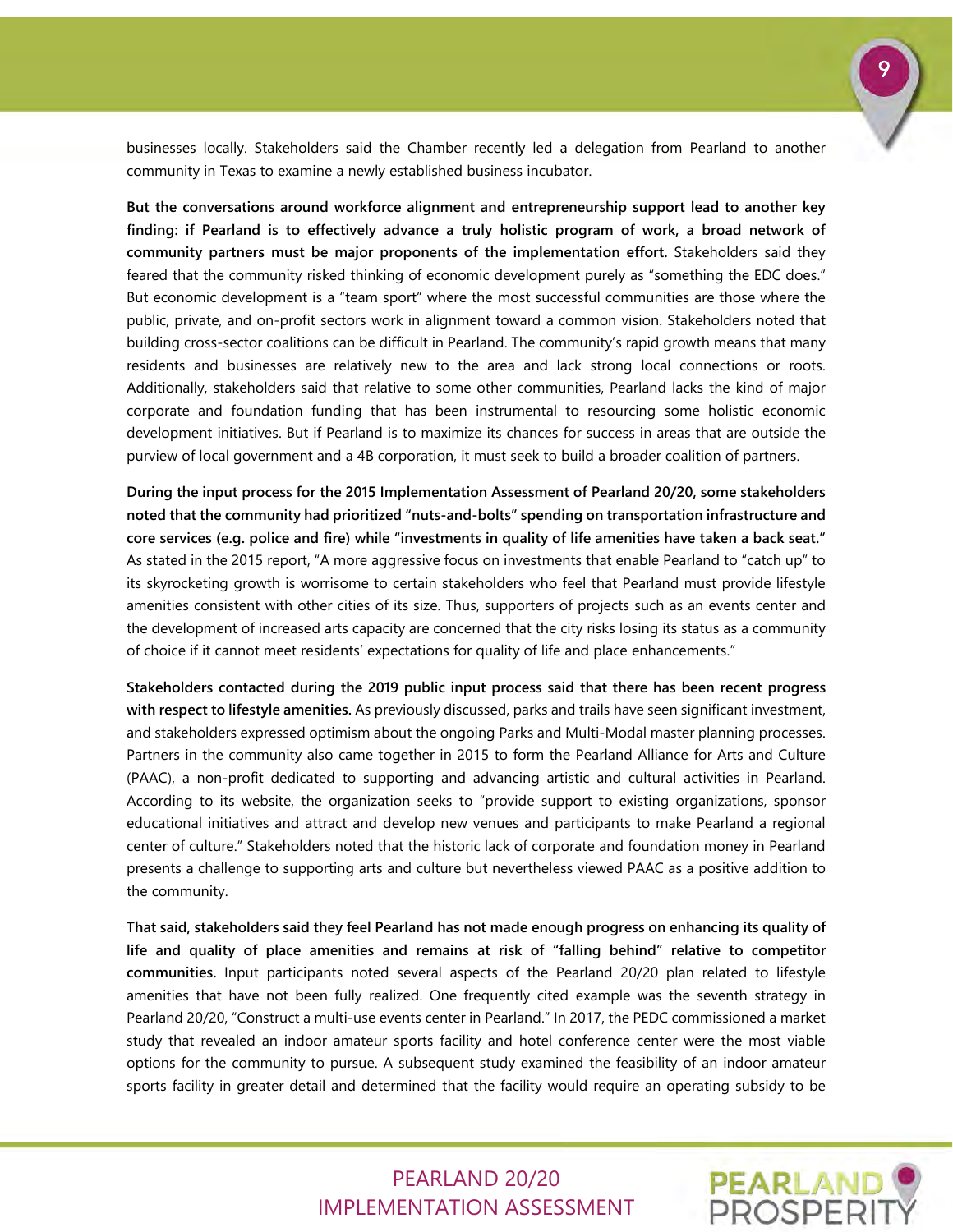businesses locally. Stakeholders said the Chamber recently led a delegation from Pearland to another community in Texas to examine a newly established business incubator.

**But the conversations around workforce alignment and entrepreneurship support lead to another key finding: if Pearland is to effectively advance a truly holistic program of work, a broad network of community partners must be major proponents of the implementation effort.** Stakeholders said they feared that the community risked thinking of economic development purely as "something the EDC does." But economic development is a "team sport" where the most successful communities are those where the public, private, and on-profit sectors work in alignment toward a common vision. Stakeholders noted that building cross-sector coalitions can be difficult in Pearland. The community's rapid growth means that many residents and businesses are relatively new to the area and lack strong local connections or roots. Additionally, stakeholders said that relative to some other communities, Pearland lacks the kind of major corporate and foundation funding that has been instrumental to resourcing some holistic economic development initiatives. But if Pearland is to maximize its chances for success in areas that are outside the purview of local government and a 4B corporation, it must seek to build a broader coalition of partners.

**During the input process for the 2015 Implementation Assessment of Pearland 20/20, some stakeholders noted that the community had prioritized "nuts-and-bolts" spending on transportation infrastructure and core services (e.g. police and fire) while "investments in quality of life amenities have taken a back seat."** As stated in the 2015 report, "A more aggressive focus on investments that enable Pearland to "catch up" to its skyrocketing growth is worrisome to certain stakeholders who feel that Pearland must provide lifestyle amenities consistent with other cities of its size. Thus, supporters of projects such as an events center and the development of increased arts capacity are concerned that the city risks losing its status as a community of choice if it cannot meet residents' expectations for quality of life and place enhancements."

**Stakeholders contacted during the 2019 public input process said that there has been recent progress with respect to lifestyle amenities.** As previously discussed, parks and trails have seen significant investment, and stakeholders expressed optimism about the ongoing Parks and Multi-Modal master planning processes. Partners in the community also came together in 2015 to form the Pearland Alliance for Arts and Culture (PAAC), a non-profit dedicated to supporting and advancing artistic and cultural activities in Pearland. According to its website, the organization seeks to "provide support to existing organizations, sponsor educational initiatives and attract and develop new venues and participants to make Pearland a regional center of culture." Stakeholders noted that the historic lack of corporate and foundation money in Pearland presents a challenge to supporting arts and culture but nevertheless viewed PAAC as a positive addition to the community.

**That said, stakeholders said they feel Pearland has not made enough progress on enhancing its quality of life and quality of place amenities and remains at risk of "falling behind" relative to competitor communities.** Input participants noted several aspects of the Pearland 20/20 plan related to lifestyle amenities that have not been fully realized. One frequently cited example was the seventh strategy in Pearland 20/20, "Construct a multi-use events center in Pearland." In 2017, the PEDC commissioned a market study that revealed an indoor amateur sports facility and hotel conference center were the most viable options for the community to pursue. A subsequent study examined the feasibility of an indoor amateur sports facility in greater detail and determined that the facility would require an operating subsidy to be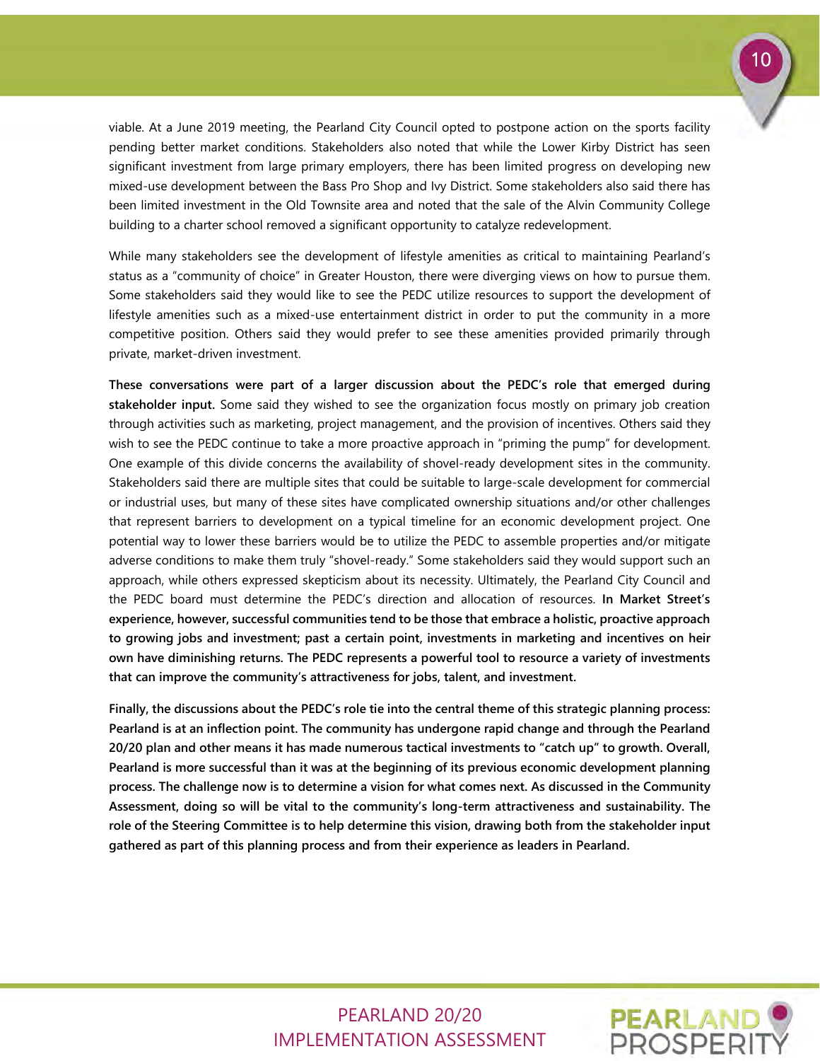viable. At a June 2019 meeting, the Pearland City Council opted to postpone action on the sports facility pending better market conditions. Stakeholders also noted that while the Lower Kirby District has seen significant investment from large primary employers, there has been limited progress on developing new mixed-use development between the Bass Pro Shop and Ivy District. Some stakeholders also said there has been limited investment in the Old Townsite area and noted that the sale of the Alvin Community College building to a charter school removed a significant opportunity to catalyze redevelopment.

While many stakeholders see the development of lifestyle amenities as critical to maintaining Pearland's status as a "community of choice" in Greater Houston, there were diverging views on how to pursue them. Some stakeholders said they would like to see the PEDC utilize resources to support the development of lifestyle amenities such as a mixed-use entertainment district in order to put the community in a more competitive position. Others said they would prefer to see these amenities provided primarily through private, market-driven investment.

**These conversations were part of a larger discussion about the PEDC's role that emerged during stakeholder input.** Some said they wished to see the organization focus mostly on primary job creation through activities such as marketing, project management, and the provision of incentives. Others said they wish to see the PEDC continue to take a more proactive approach in "priming the pump" for development. One example of this divide concerns the availability of shovel-ready development sites in the community. Stakeholders said there are multiple sites that could be suitable to large-scale development for commercial or industrial uses, but many of these sites have complicated ownership situations and/or other challenges that represent barriers to development on a typical timeline for an economic development project. One potential way to lower these barriers would be to utilize the PEDC to assemble properties and/or mitigate adverse conditions to make them truly "shovel-ready." Some stakeholders said they would support such an approach, while others expressed skepticism about its necessity. Ultimately, the Pearland City Council and the PEDC board must determine the PEDC's direction and allocation of resources. **In Market Street's experience, however, successful communities tend to be those that embrace a holistic, proactive approach to growing jobs and investment; past a certain point, investments in marketing and incentives on heir own have diminishing returns. The PEDC represents a powerful tool to resource a variety of investments that can improve the community's attractiveness for jobs, talent, and investment.**

**Finally, the discussions about the PEDC's role tie into the central theme of this strategic planning process: Pearland is at an inflection point. The community has undergone rapid change and through the Pearland 20/20 plan and other means it has made numerous tactical investments to "catch up" to growth. Overall, Pearland is more successful than it was at the beginning of its previous economic development planning process. The challenge now is to determine a vision for what comes next. As discussed in the Community Assessment, doing so will be vital to the community's long-term attractiveness and sustainability. The role of the Steering Committee is to help determine this vision, drawing both from the stakeholder input gathered as part of this planning process and from their experience as leaders in Pearland.**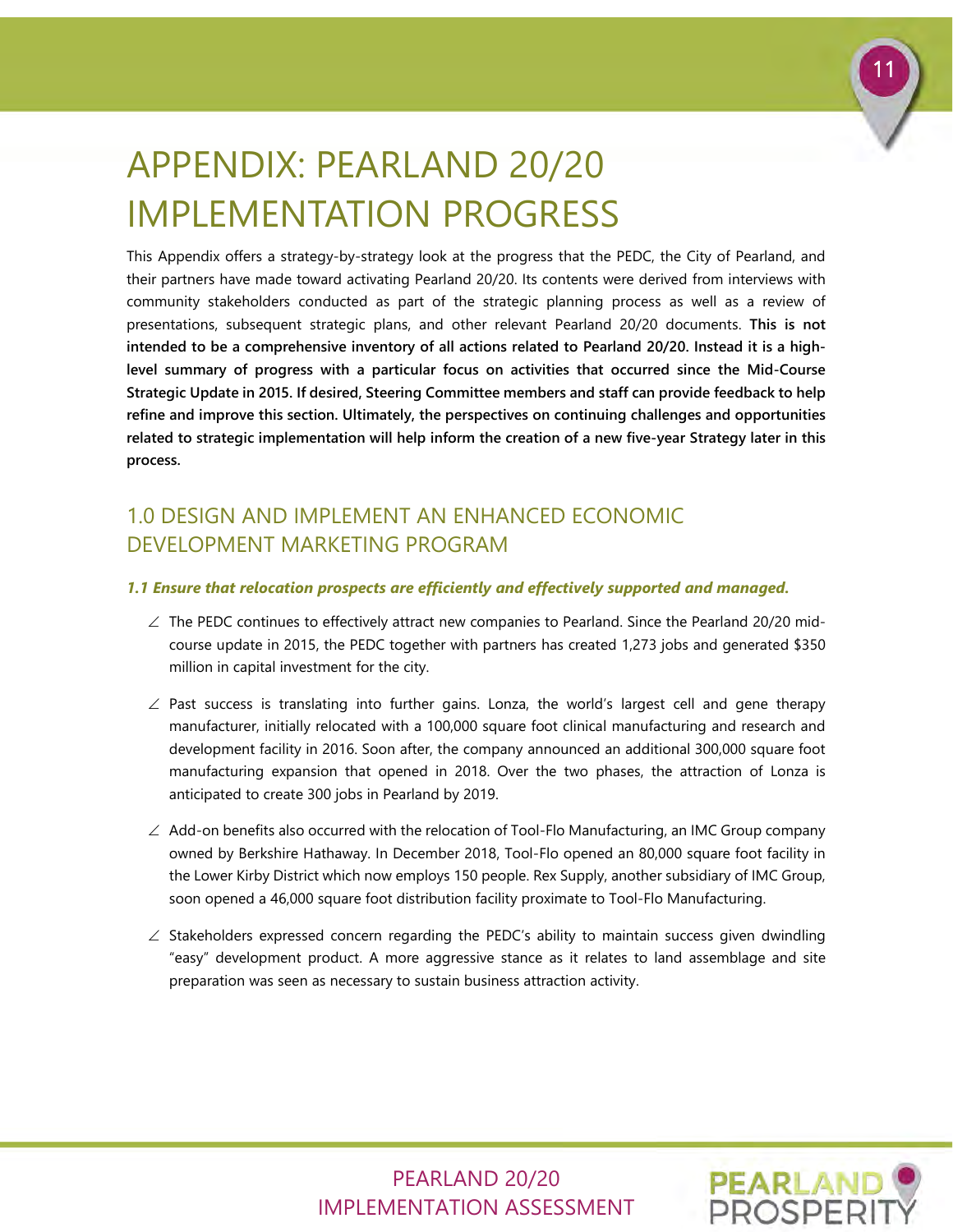# APPENDIX: PEARLAND 20/20 IMPLEMENTATION PROGRESS

This Appendix offers a strategy-by-strategy look at the progress that the PEDC, the City of Pearland, and their partners have made toward activating Pearland 20/20. Its contents were derived from interviews with community stakeholders conducted as part of the strategic planning process as well as a review of presentations, subsequent strategic plans, and other relevant Pearland 20/20 documents. **This is not intended to be a comprehensive inventory of all actions related to Pearland 20/20. Instead it is a high-level summary of progress with a particular focus on activities that occurred since the Mid-Course Strategic Update in 2015. If desired, Steering Committee members and staff can provide feedback to help refine and improve this section. Ultimately, the perspectives on continuing challenges and opportunities related to strategic implementation will help inform the creation of a new five-year Strategy later in this process.**

## 1.0 DESIGN AND IMPLEMENT AN ENHANCED ECONOMIC DEVELOPMENT MARKETING PROGRAM

***1.1 Ensure that relocation prospects are efficiently and effectively supported and managed.***

- The PEDC continues to effectively attract new companies to Pearland. Since the Pearland 20/20 mid-course update in 2015, the PEDC together with partners has created 1,273 jobs and generated $350 million in capital investment for the city.
- Past success is translating into further gains. Lonza, the world's largest cell and gene therapy manufacturer, initially relocated with a 100,000 square foot clinical manufacturing and research and development facility in 2016. Soon after, the company announced an additional 300,000 square foot manufacturing expansion that opened in 2018. Over the two phases, the attraction of Lonza is anticipated to create 300 jobs in Pearland by 2019.
- Add-on benefits also occurred with the relocation of Tool-Flo Manufacturing, an IMC Group company owned by Berkshire Hathaway. In December 2018, Tool-Flo opened an 80,000 square foot facility in the Lower Kirby District which now employs 150 people. Rex Supply, another subsidiary of IMC Group, soon opened a 46,000 square foot distribution facility proximate to Tool-Flo Manufacturing.
- Stakeholders expressed concern regarding the PEDC's ability to maintain success given dwindling "easy" development product. A more aggressive stance as it relates to land assemblage and site preparation was seen as necessary to sustain business attraction activity.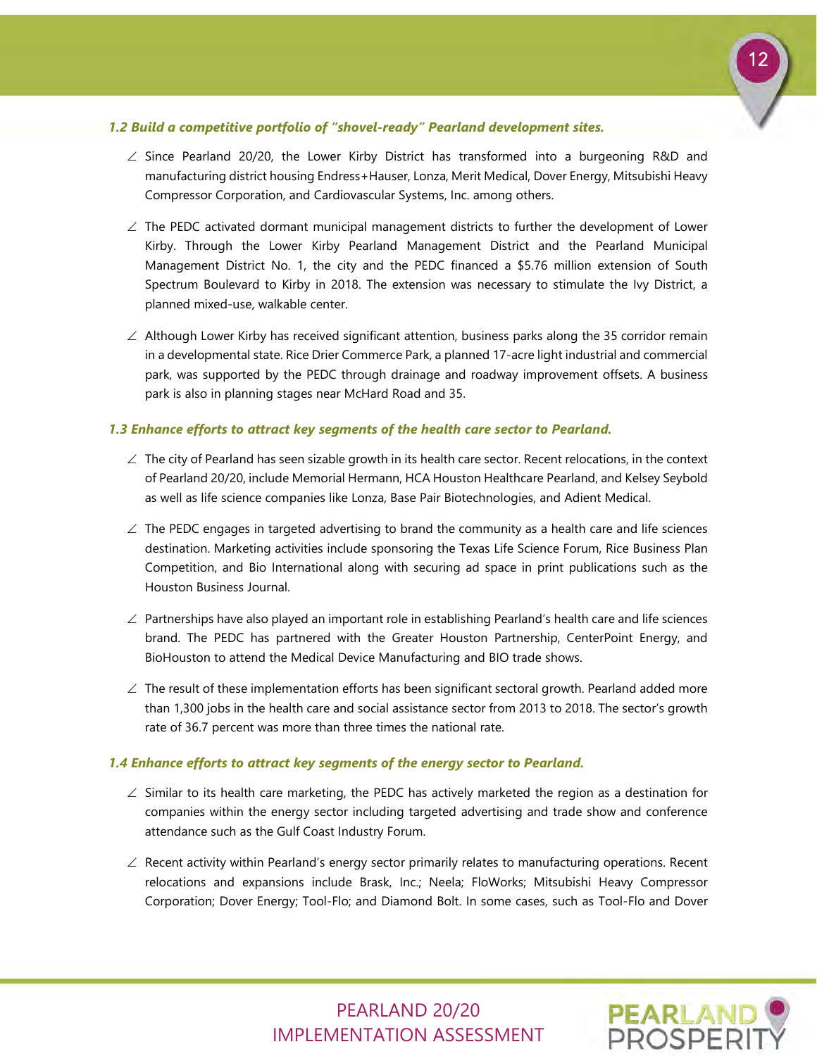***1.2 Build a competitive portfolio of "shovel-ready" Pearland development sites.***

- Since Pearland 20/20, the Lower Kirby District has transformed into a burgeoning R&D and manufacturing district housing Endress+Hauser, Lonza, Merit Medical, Dover Energy, Mitsubishi Heavy Compressor Corporation, and Cardiovascular Systems, Inc. among others.
- The PEDC activated dormant municipal management districts to further the development of Lower Kirby. Through the Lower Kirby Pearland Management District and the Pearland Municipal Management District No. 1, the city and the PEDC financed a $5.76 million extension of South Spectrum Boulevard to Kirby in 2018. The extension was necessary to stimulate the Ivy District, a planned mixed-use, walkable center.
- Although Lower Kirby has received significant attention, business parks along the 35 corridor remain in a developmental state. Rice Drier Commerce Park, a planned 17-acre light industrial and commercial park, was supported by the PEDC through drainage and roadway improvement offsets. A business park is also in planning stages near McHard Road and 35.

***1.3 Enhance efforts to attract key segments of the health care sector to Pearland.***

- The city of Pearland has seen sizable growth in its health care sector. Recent relocations, in the context of Pearland 20/20, include Memorial Hermann, HCA Houston Healthcare Pearland, and Kelsey Seybold as well as life science companies like Lonza, Base Pair Biotechnologies, and Adient Medical.
- The PEDC engages in targeted advertising to brand the community as a health care and life sciences destination. Marketing activities include sponsoring the Texas Life Science Forum, Rice Business Plan Competition, and Bio International along with securing ad space in print publications such as the Houston Business Journal.
- Partnerships have also played an important role in establishing Pearland's health care and life sciences brand. The PEDC has partnered with the Greater Houston Partnership, CenterPoint Energy, and BioHouston to attend the Medical Device Manufacturing and BIO trade shows.
- The result of these implementation efforts has been significant sectoral growth. Pearland added more than 1,300 jobs in the health care and social assistance sector from 2013 to 2018. The sector's growth rate of 36.7 percent was more than three times the national rate.

***1.4 Enhance efforts to attract key segments of the energy sector to Pearland.***

- Similar to its health care marketing, the PEDC has actively marketed the region as a destination for companies within the energy sector including targeted advertising and trade show and conference attendance such as the Gulf Coast Industry Forum.
- Recent activity within Pearland's energy sector primarily relates to manufacturing operations. Recent relocations and expansions include Brask, Inc.; Neela; FloWorks; Mitsubishi Heavy Compressor Corporation; Dover Energy; Tool-Flo; and Diamond Bolt. In some cases, such as Tool-Flo and Dover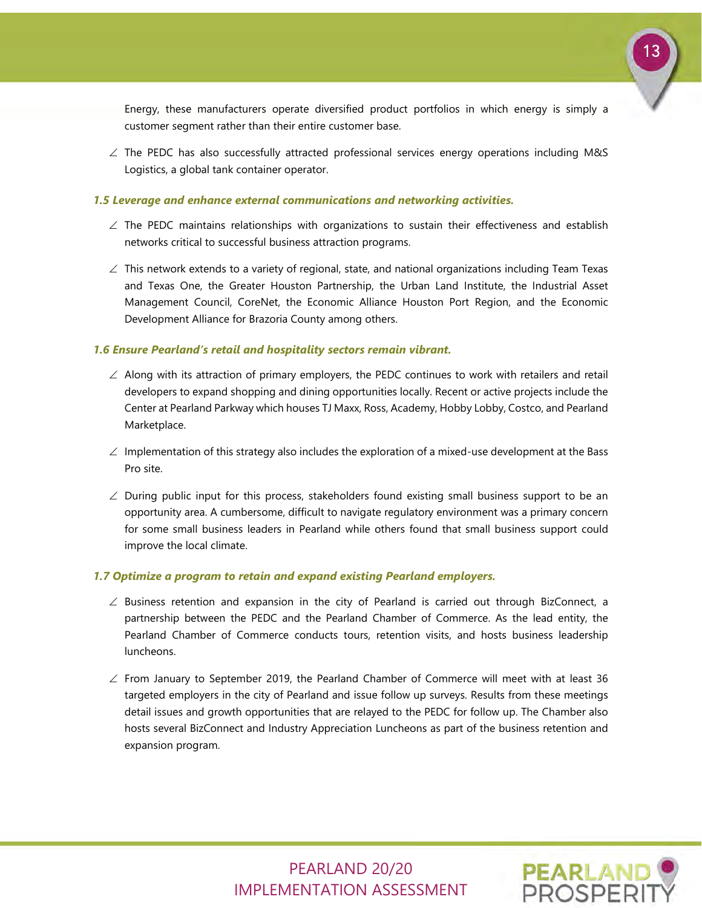Energy, these manufacturers operate diversified product portfolios in which energy is simply a customer segment rather than their entire customer base.

- The PEDC has also successfully attracted professional services energy operations including M&S Logistics, a global tank container operator.

### *1.5 Leverage and enhance external communications and networking activities.*

- The PEDC maintains relationships with organizations to sustain their effectiveness and establish networks critical to successful business attraction programs.
- This network extends to a variety of regional, state, and national organizations including Team Texas and Texas One, the Greater Houston Partnership, the Urban Land Institute, the Industrial Asset Management Council, CoreNet, the Economic Alliance Houston Port Region, and the Economic Development Alliance for Brazoria County among others.

### *1.6 Ensure Pearland's retail and hospitality sectors remain vibrant.*

- Along with its attraction of primary employers, the PEDC continues to work with retailers and retail developers to expand shopping and dining opportunities locally. Recent or active projects include the Center at Pearland Parkway which houses TJ Maxx, Ross, Academy, Hobby Lobby, Costco, and Pearland Marketplace.
- Implementation of this strategy also includes the exploration of a mixed-use development at the Bass Pro site.
- During public input for this process, stakeholders found existing small business support to be an opportunity area. A cumbersome, difficult to navigate regulatory environment was a primary concern for some small business leaders in Pearland while others found that small business support could improve the local climate.

### *1.7 Optimize a program to retain and expand existing Pearland employers.*

- Business retention and expansion in the city of Pearland is carried out through BizConnect, a partnership between the PEDC and the Pearland Chamber of Commerce. As the lead entity, the Pearland Chamber of Commerce conducts tours, retention visits, and hosts business leadership luncheons.
- From January to September 2019, the Pearland Chamber of Commerce will meet with at least 36 targeted employers in the city of Pearland and issue follow up surveys. Results from these meetings detail issues and growth opportunities that are relayed to the PEDC for follow up. The Chamber also hosts several BizConnect and Industry Appreciation Luncheons as part of the business retention and expansion program.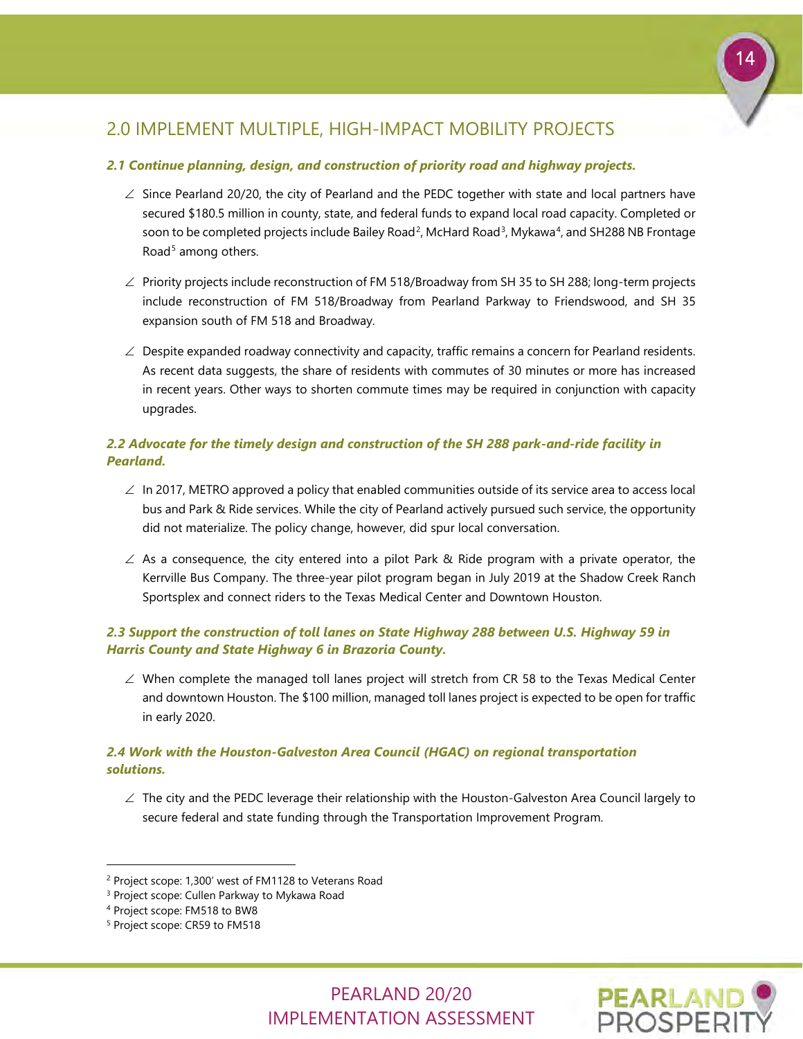## 2.0 IMPLEMENT MULTIPLE, HIGH-IMPACT MOBILITY PROJECTS

***2.1 Continue planning, design, and construction of priority road and highway projects.***

- Since Pearland 20/20, the city of Pearland and the PEDC together with state and local partners have secured $180.5 million in county, state, and federal funds to expand local road capacity. Completed or soon to be completed projects include Bailey Road[2], McHard Road[3], Mykawa[4], and SH288 NB Frontage Road[5] among others.

- Priority projects include reconstruction of FM 518/Broadway from SH 35 to SH 288; long-term projects include reconstruction of FM 518/Broadway from Pearland Parkway to Friendswood, and SH 35 expansion south of FM 518 and Broadway.

- Despite expanded roadway connectivity and capacity, traffic remains a concern for Pearland residents. As recent data suggests, the share of residents with commutes of 30 minutes or more has increased in recent years. Other ways to shorten commute times may be required in conjunction with capacity upgrades.

***2.2 Advocate for the timely design and construction of the SH 288 park-and-ride facility in Pearland.***

- In 2017, METRO approved a policy that enabled communities outside of its service area to access local bus and Park & Ride services. While the city of Pearland actively pursued such service, the opportunity did not materialize. The policy change, however, did spur local conversation.

- As a consequence, the city entered into a pilot Park & Ride program with a private operator, the Kerrville Bus Company. The three-year pilot program began in July 2019 at the Shadow Creek Ranch Sportsplex and connect riders to the Texas Medical Center and Downtown Houston.

***2.3 Support the construction of toll lanes on State Highway 288 between U.S. Highway 59 in Harris County and State Highway 6 in Brazoria County.***

- When complete the managed toll lanes project will stretch from CR 58 to the Texas Medical Center and downtown Houston. The $100 million, managed toll lanes project is expected to be open for traffic in early 2020.

***2.4 Work with the Houston-Galveston Area Council (HGAC) on regional transportation solutions.***

- The city and the PEDC leverage their relationship with the Houston-Galveston Area Council largely to secure federal and state funding through the Transportation Improvement Program.

---

[2] Project scope: 1,300' west of FM1128 to Veterans Road
[3] Project scope: Cullen Parkway to Mykawa Road
[4] Project scope: FM518 to BW8
[5] Project scope: CR59 to FM518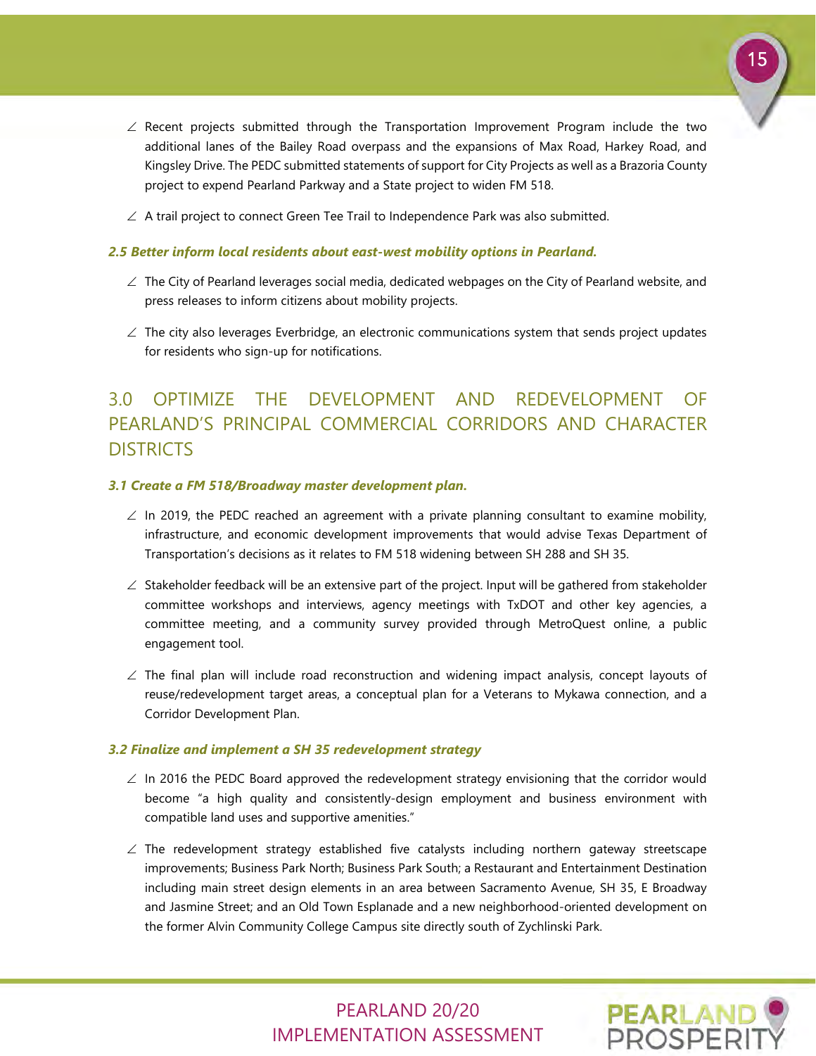- Recent projects submitted through the Transportation Improvement Program include the two additional lanes of the Bailey Road overpass and the expansions of Max Road, Harkey Road, and Kingsley Drive. The PEDC submitted statements of support for City Projects as well as a Brazoria County project to expend Pearland Parkway and a State project to widen FM 518.
- A trail project to connect Green Tee Trail to Independence Park was also submitted.

### *2.5 Better inform local residents about east-west mobility options in Pearland.*

- The City of Pearland leverages social media, dedicated webpages on the City of Pearland website, and press releases to inform citizens about mobility projects.
- The city also leverages Everbridge, an electronic communications system that sends project updates for residents who sign-up for notifications.

## 3.0 OPTIMIZE THE DEVELOPMENT AND REDEVELOPMENT OF PEARLAND'S PRINCIPAL COMMERCIAL CORRIDORS AND CHARACTER DISTRICTS

### *3.1 Create a FM 518/Broadway master development plan.*

- In 2019, the PEDC reached an agreement with a private planning consultant to examine mobility, infrastructure, and economic development improvements that would advise Texas Department of Transportation's decisions as it relates to FM 518 widening between SH 288 and SH 35.
- Stakeholder feedback will be an extensive part of the project. Input will be gathered from stakeholder committee workshops and interviews, agency meetings with TxDOT and other key agencies, a committee meeting, and a community survey provided through MetroQuest online, a public engagement tool.
- The final plan will include road reconstruction and widening impact analysis, concept layouts of reuse/redevelopment target areas, a conceptual plan for a Veterans to Mykawa connection, and a Corridor Development Plan.

### *3.2 Finalize and implement a SH 35 redevelopment strategy*

- In 2016 the PEDC Board approved the redevelopment strategy envisioning that the corridor would become "a high quality and consistently-design employment and business environment with compatible land uses and supportive amenities."
- The redevelopment strategy established five catalysts including northern gateway streetscape improvements; Business Park North; Business Park South; a Restaurant and Entertainment Destination including main street design elements in an area between Sacramento Avenue, SH 35, E Broadway and Jasmine Street; and an Old Town Esplanade and a new neighborhood-oriented development on the former Alvin Community College Campus site directly south of Zychlinski Park.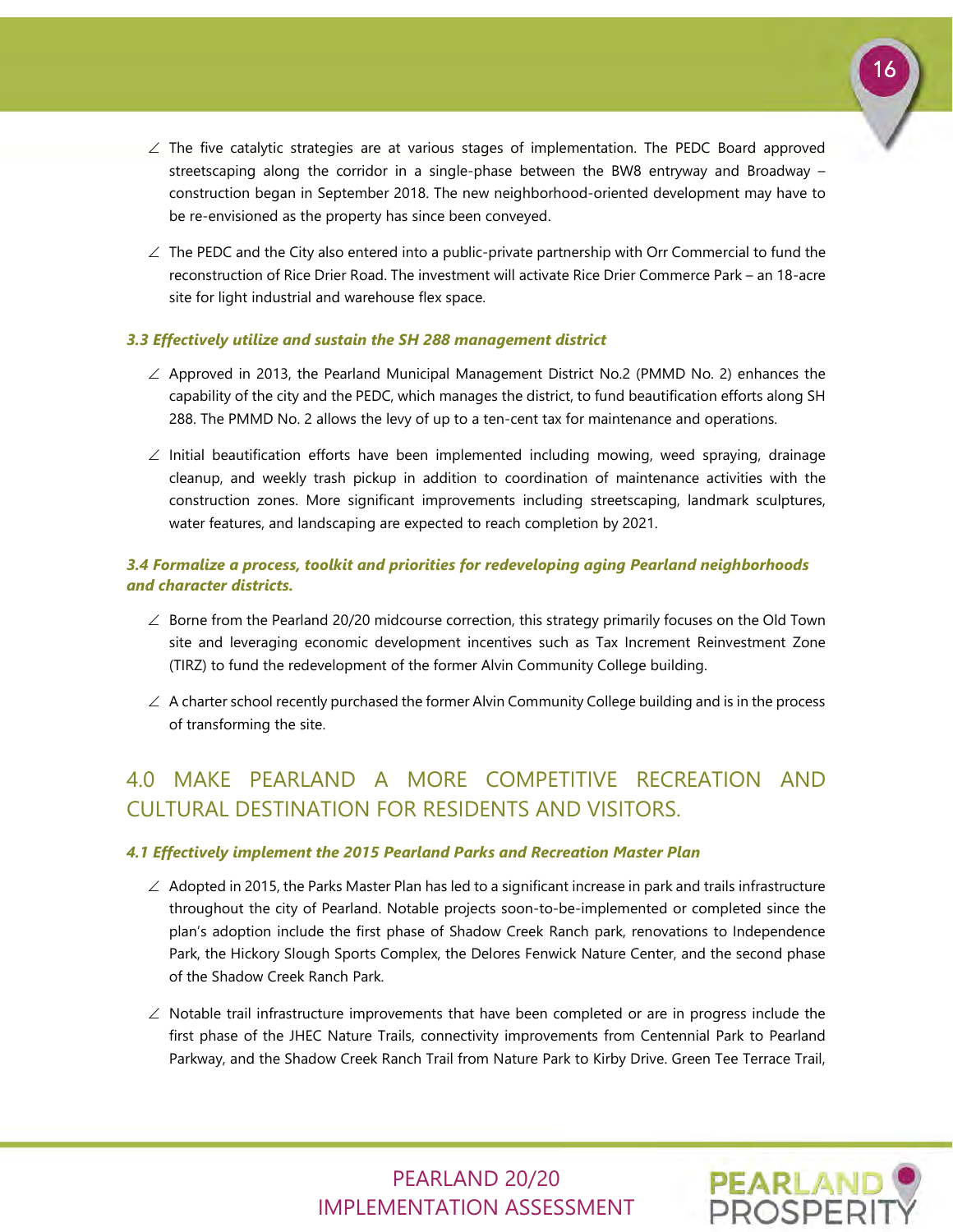- The five catalytic strategies are at various stages of implementation. The PEDC Board approved streetscaping along the corridor in a single-phase between the BW8 entryway and Broadway – construction began in September 2018. The new neighborhood-oriented development may have to be re-envisioned as the property has since been conveyed.
- The PEDC and the City also entered into a public-private partnership with Orr Commercial to fund the reconstruction of Rice Drier Road. The investment will activate Rice Drier Commerce Park – an 18-acre site for light industrial and warehouse flex space.

#### *3.3 Effectively utilize and sustain the SH 288 management district*

- Approved in 2013, the Pearland Municipal Management District No.2 (PMMD No. 2) enhances the capability of the city and the PEDC, which manages the district, to fund beautification efforts along SH 288. The PMMD No. 2 allows the levy of up to a ten-cent tax for maintenance and operations.
- Initial beautification efforts have been implemented including mowing, weed spraying, drainage cleanup, and weekly trash pickup in addition to coordination of maintenance activities with the construction zones. More significant improvements including streetscaping, landmark sculptures, water features, and landscaping are expected to reach completion by 2021.

#### *3.4 Formalize a process, toolkit and priorities for redeveloping aging Pearland neighborhoods and character districts.*

- Borne from the Pearland 20/20 midcourse correction, this strategy primarily focuses on the Old Town site and leveraging economic development incentives such as Tax Increment Reinvestment Zone (TIRZ) to fund the redevelopment of the former Alvin Community College building.
- A charter school recently purchased the former Alvin Community College building and is in the process of transforming the site.

## 4.0 MAKE PEARLAND A MORE COMPETITIVE RECREATION AND CULTURAL DESTINATION FOR RESIDENTS AND VISITORS.

#### *4.1 Effectively implement the 2015 Pearland Parks and Recreation Master Plan*

- Adopted in 2015, the Parks Master Plan has led to a significant increase in park and trails infrastructure throughout the city of Pearland. Notable projects soon-to-be-implemented or completed since the plan's adoption include the first phase of Shadow Creek Ranch park, renovations to Independence Park, the Hickory Slough Sports Complex, the Delores Fenwick Nature Center, and the second phase of the Shadow Creek Ranch Park.
- Notable trail infrastructure improvements that have been completed or are in progress include the first phase of the JHEC Nature Trails, connectivity improvements from Centennial Park to Pearland Parkway, and the Shadow Creek Ranch Trail from Nature Park to Kirby Drive. Green Tee Terrace Trail,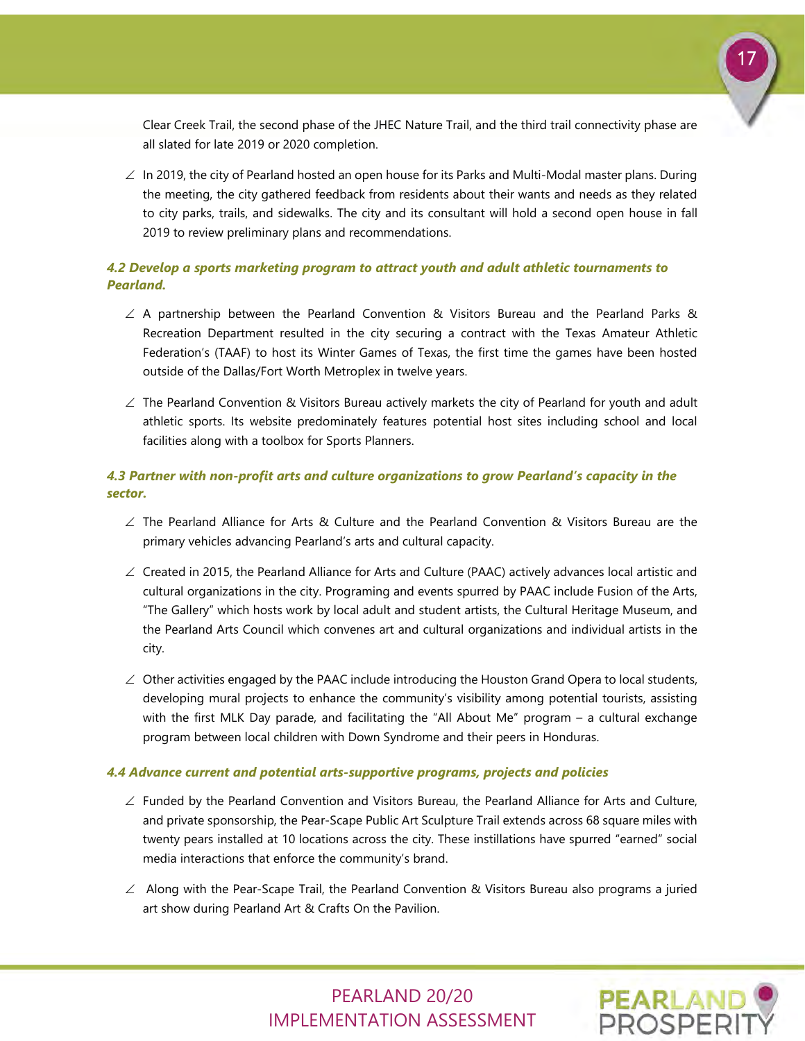Clear Creek Trail, the second phase of the JHEC Nature Trail, and the third trail connectivity phase are all slated for late 2019 or 2020 completion.

- In 2019, the city of Pearland hosted an open house for its Parks and Multi-Modal master plans. During the meeting, the city gathered feedback from residents about their wants and needs as they related to city parks, trails, and sidewalks. The city and its consultant will hold a second open house in fall 2019 to review preliminary plans and recommendations.

### *4.2 Develop a sports marketing program to attract youth and adult athletic tournaments to Pearland.*

- A partnership between the Pearland Convention & Visitors Bureau and the Pearland Parks & Recreation Department resulted in the city securing a contract with the Texas Amateur Athletic Federation's (TAAF) to host its Winter Games of Texas, the first time the games have been hosted outside of the Dallas/Fort Worth Metroplex in twelve years.
- The Pearland Convention & Visitors Bureau actively markets the city of Pearland for youth and adult athletic sports. Its website predominately features potential host sites including school and local facilities along with a toolbox for Sports Planners.

### *4.3 Partner with non-profit arts and culture organizations to grow Pearland's capacity in the sector.*

- The Pearland Alliance for Arts & Culture and the Pearland Convention & Visitors Bureau are the primary vehicles advancing Pearland's arts and cultural capacity.
- Created in 2015, the Pearland Alliance for Arts and Culture (PAAC) actively advances local artistic and cultural organizations in the city. Programing and events spurred by PAAC include Fusion of the Arts, "The Gallery" which hosts work by local adult and student artists, the Cultural Heritage Museum, and the Pearland Arts Council which convenes art and cultural organizations and individual artists in the city.
- Other activities engaged by the PAAC include introducing the Houston Grand Opera to local students, developing mural projects to enhance the community's visibility among potential tourists, assisting with the first MLK Day parade, and facilitating the "All About Me" program – a cultural exchange program between local children with Down Syndrome and their peers in Honduras.

### *4.4 Advance current and potential arts-supportive programs, projects and policies*

- Funded by the Pearland Convention and Visitors Bureau, the Pearland Alliance for Arts and Culture, and private sponsorship, the Pear-Scape Public Art Sculpture Trail extends across 68 square miles with twenty pears installed at 10 locations across the city. These instillations have spurred "earned" social media interactions that enforce the community's brand.
- Along with the Pear-Scape Trail, the Pearland Convention & Visitors Bureau also programs a juried art show during Pearland Art & Crafts On the Pavilion.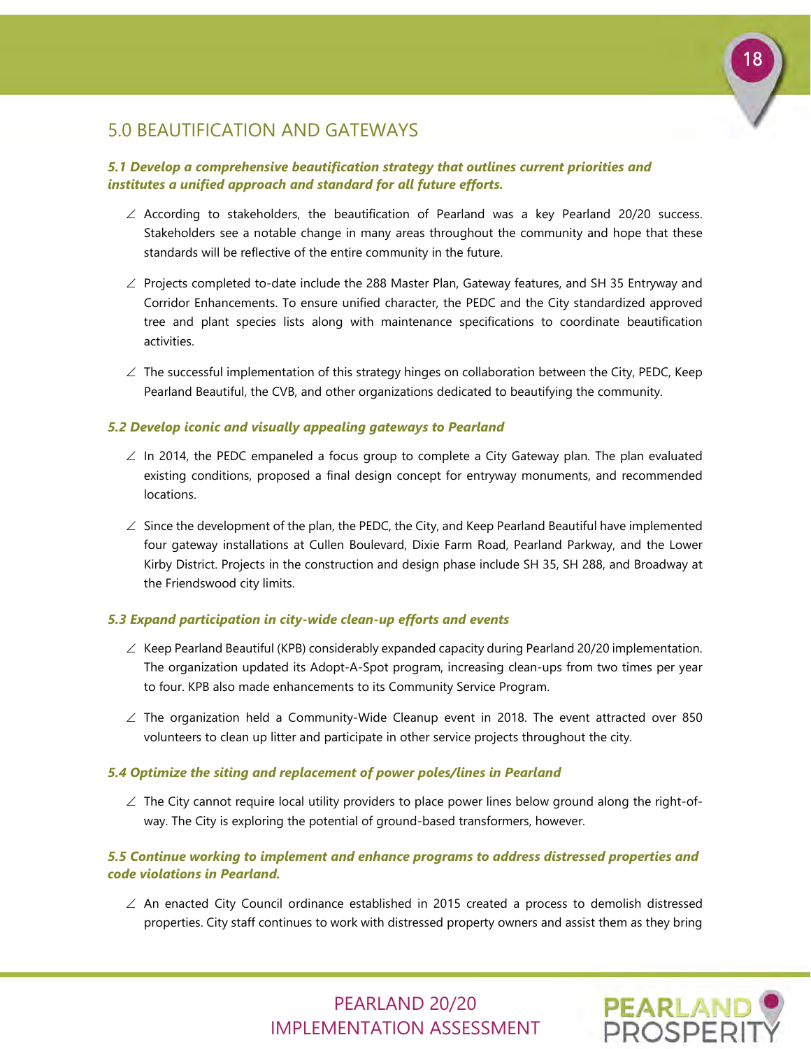## 5.0 BEAUTIFICATION AND GATEWAYS

***5.1 Develop a comprehensive beautification strategy that outlines current priorities and institutes a unified approach and standard for all future efforts.***

- According to stakeholders, the beautification of Pearland was a key Pearland 20/20 success. Stakeholders see a notable change in many areas throughout the community and hope that these standards will be reflective of the entire community in the future.
- Projects completed to-date include the 288 Master Plan, Gateway features, and SH 35 Entryway and Corridor Enhancements. To ensure unified character, the PEDC and the City standardized approved tree and plant species lists along with maintenance specifications to coordinate beautification activities.
- The successful implementation of this strategy hinges on collaboration between the City, PEDC, Keep Pearland Beautiful, the CVB, and other organizations dedicated to beautifying the community.

***5.2 Develop iconic and visually appealing gateways to Pearland***

- In 2014, the PEDC empaneled a focus group to complete a City Gateway plan. The plan evaluated existing conditions, proposed a final design concept for entryway monuments, and recommended locations.
- Since the development of the plan, the PEDC, the City, and Keep Pearland Beautiful have implemented four gateway installations at Cullen Boulevard, Dixie Farm Road, Pearland Parkway, and the Lower Kirby District. Projects in the construction and design phase include SH 35, SH 288, and Broadway at the Friendswood city limits.

***5.3 Expand participation in city-wide clean-up efforts and events***

- Keep Pearland Beautiful (KPB) considerably expanded capacity during Pearland 20/20 implementation. The organization updated its Adopt-A-Spot program, increasing clean-ups from two times per year to four. KPB also made enhancements to its Community Service Program.
- The organization held a Community-Wide Cleanup event in 2018. The event attracted over 850 volunteers to clean up litter and participate in other service projects throughout the city.

***5.4 Optimize the siting and replacement of power poles/lines in Pearland***

- The City cannot require local utility providers to place power lines below ground along the right-of-way. The City is exploring the potential of ground-based transformers, however.

***5.5 Continue working to implement and enhance programs to address distressed properties and code violations in Pearland.***

- An enacted City Council ordinance established in 2015 created a process to demolish distressed properties. City staff continues to work with distressed property owners and assist them as they bring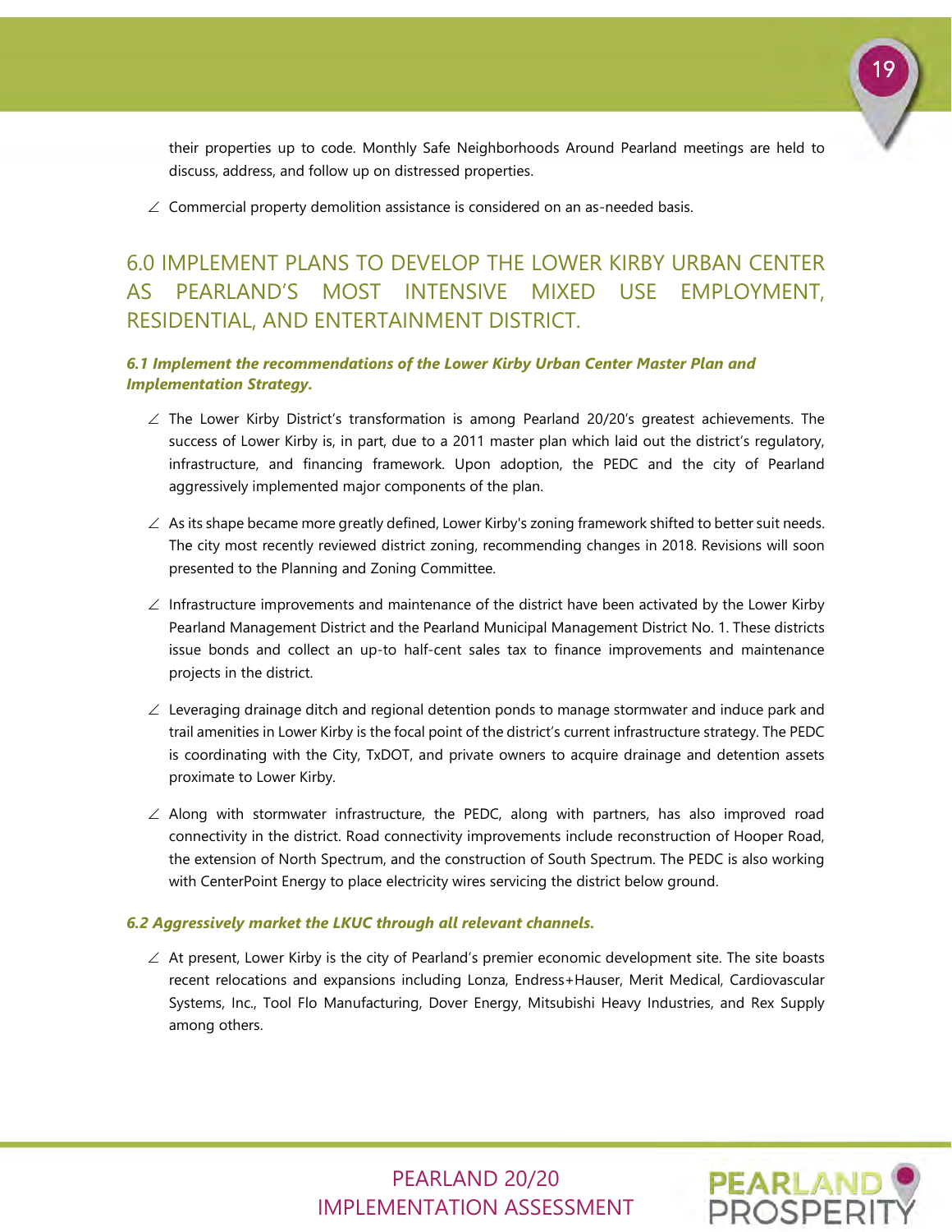their properties up to code. Monthly Safe Neighborhoods Around Pearland meetings are held to discuss, address, and follow up on distressed properties.

- Commercial property demolition assistance is considered on an as-needed basis.

## 6.0 IMPLEMENT PLANS TO DEVELOP THE LOWER KIRBY URBAN CENTER AS PEARLAND'S MOST INTENSIVE MIXED USE EMPLOYMENT, RESIDENTIAL, AND ENTERTAINMENT DISTRICT.

### *6.1 Implement the recommendations of the Lower Kirby Urban Center Master Plan and Implementation Strategy.*

- The Lower Kirby District's transformation is among Pearland 20/20's greatest achievements. The success of Lower Kirby is, in part, due to a 2011 master plan which laid out the district's regulatory, infrastructure, and financing framework. Upon adoption, the PEDC and the city of Pearland aggressively implemented major components of the plan.
- As its shape became more greatly defined, Lower Kirby's zoning framework shifted to better suit needs. The city most recently reviewed district zoning, recommending changes in 2018. Revisions will soon presented to the Planning and Zoning Committee.
- Infrastructure improvements and maintenance of the district have been activated by the Lower Kirby Pearland Management District and the Pearland Municipal Management District No. 1. These districts issue bonds and collect an up-to half-cent sales tax to finance improvements and maintenance projects in the district.
- Leveraging drainage ditch and regional detention ponds to manage stormwater and induce park and trail amenities in Lower Kirby is the focal point of the district's current infrastructure strategy. The PEDC is coordinating with the City, TxDOT, and private owners to acquire drainage and detention assets proximate to Lower Kirby.
- Along with stormwater infrastructure, the PEDC, along with partners, has also improved road connectivity in the district. Road connectivity improvements include reconstruction of Hooper Road, the extension of North Spectrum, and the construction of South Spectrum. The PEDC is also working with CenterPoint Energy to place electricity wires servicing the district below ground.

### *6.2 Aggressively market the LKUC through all relevant channels.*

- At present, Lower Kirby is the city of Pearland's premier economic development site. The site boasts recent relocations and expansions including Lonza, Endress+Hauser, Merit Medical, Cardiovascular Systems, Inc., Tool Flo Manufacturing, Dover Energy, Mitsubishi Heavy Industries, and Rex Supply among others.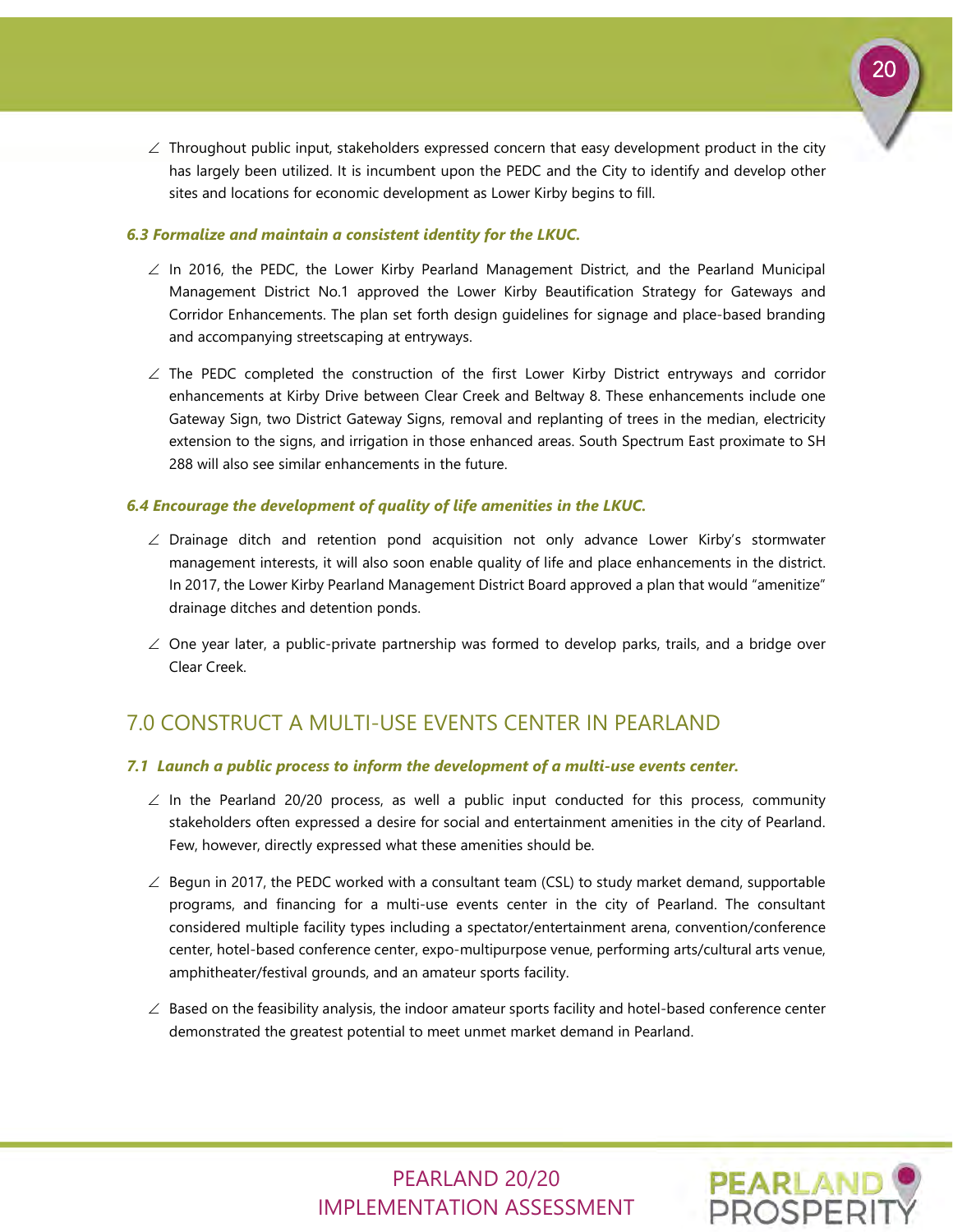- Throughout public input, stakeholders expressed concern that easy development product in the city has largely been utilized. It is incumbent upon the PEDC and the City to identify and develop other sites and locations for economic development as Lower Kirby begins to fill.

#### *6.3 Formalize and maintain a consistent identity for the LKUC.*

- In 2016, the PEDC, the Lower Kirby Pearland Management District, and the Pearland Municipal Management District No.1 approved the Lower Kirby Beautification Strategy for Gateways and Corridor Enhancements. The plan set forth design guidelines for signage and place-based branding and accompanying streetscaping at entryways.
- The PEDC completed the construction of the first Lower Kirby District entryways and corridor enhancements at Kirby Drive between Clear Creek and Beltway 8. These enhancements include one Gateway Sign, two District Gateway Signs, removal and replanting of trees in the median, electricity extension to the signs, and irrigation in those enhanced areas. South Spectrum East proximate to SH 288 will also see similar enhancements in the future.

#### *6.4 Encourage the development of quality of life amenities in the LKUC.*

- Drainage ditch and retention pond acquisition not only advance Lower Kirby's stormwater management interests, it will also soon enable quality of life and place enhancements in the district. In 2017, the Lower Kirby Pearland Management District Board approved a plan that would "amenitize" drainage ditches and detention ponds.
- One year later, a public-private partnership was formed to develop parks, trails, and a bridge over Clear Creek.

## 7.0 CONSTRUCT A MULTI-USE EVENTS CENTER IN PEARLAND

#### *7.1 Launch a public process to inform the development of a multi-use events center.*

- In the Pearland 20/20 process, as well a public input conducted for this process, community stakeholders often expressed a desire for social and entertainment amenities in the city of Pearland. Few, however, directly expressed what these amenities should be.
- Begun in 2017, the PEDC worked with a consultant team (CSL) to study market demand, supportable programs, and financing for a multi-use events center in the city of Pearland. The consultant considered multiple facility types including a spectator/entertainment arena, convention/conference center, hotel-based conference center, expo-multipurpose venue, performing arts/cultural arts venue, amphitheater/festival grounds, and an amateur sports facility.
- Based on the feasibility analysis, the indoor amateur sports facility and hotel-based conference center demonstrated the greatest potential to meet unmet market demand in Pearland.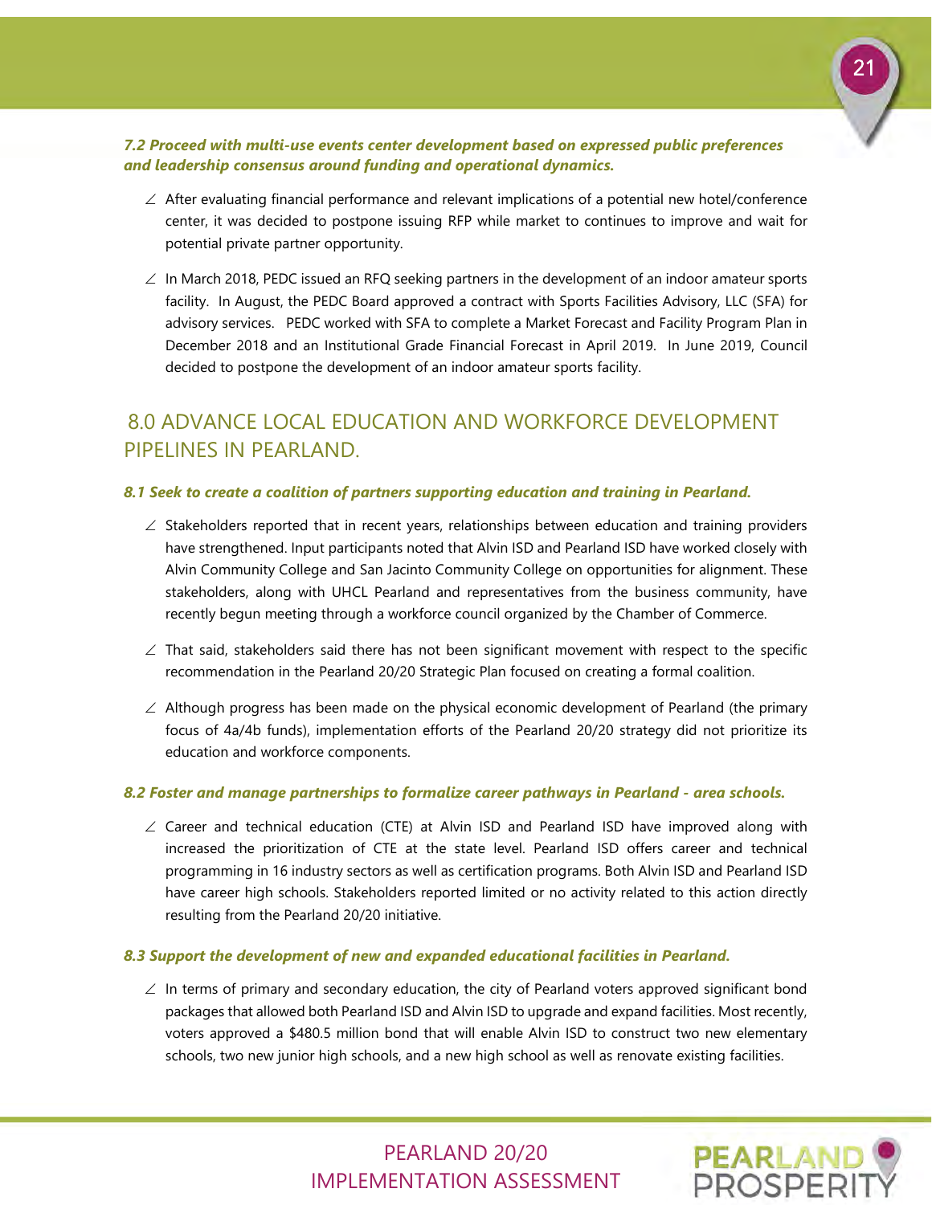***7.2 Proceed with multi-use events center development based on expressed public preferences and leadership consensus around funding and operational dynamics.***

- After evaluating financial performance and relevant implications of a potential new hotel/conference center, it was decided to postpone issuing RFP while market to continues to improve and wait for potential private partner opportunity.
- In March 2018, PEDC issued an RFQ seeking partners in the development of an indoor amateur sports facility. In August, the PEDC Board approved a contract with Sports Facilities Advisory, LLC (SFA) for advisory services. PEDC worked with SFA to complete a Market Forecast and Facility Program Plan in December 2018 and an Institutional Grade Financial Forecast in April 2019. In June 2019, Council decided to postpone the development of an indoor amateur sports facility.

## 8.0 ADVANCE LOCAL EDUCATION AND WORKFORCE DEVELOPMENT PIPELINES IN PEARLAND.

***8.1 Seek to create a coalition of partners supporting education and training in Pearland.***

- Stakeholders reported that in recent years, relationships between education and training providers have strengthened. Input participants noted that Alvin ISD and Pearland ISD have worked closely with Alvin Community College and San Jacinto Community College on opportunities for alignment. These stakeholders, along with UHCL Pearland and representatives from the business community, have recently begun meeting through a workforce council organized by the Chamber of Commerce.
- That said, stakeholders said there has not been significant movement with respect to the specific recommendation in the Pearland 20/20 Strategic Plan focused on creating a formal coalition.
- Although progress has been made on the physical economic development of Pearland (the primary focus of 4a/4b funds), implementation efforts of the Pearland 20/20 strategy did not prioritize its education and workforce components.

***8.2 Foster and manage partnerships to formalize career pathways in Pearland - area schools.***

- Career and technical education (CTE) at Alvin ISD and Pearland ISD have improved along with increased the prioritization of CTE at the state level. Pearland ISD offers career and technical programming in 16 industry sectors as well as certification programs. Both Alvin ISD and Pearland ISD have career high schools. Stakeholders reported limited or no activity related to this action directly resulting from the Pearland 20/20 initiative.

***8.3 Support the development of new and expanded educational facilities in Pearland.***

- In terms of primary and secondary education, the city of Pearland voters approved significant bond packages that allowed both Pearland ISD and Alvin ISD to upgrade and expand facilities. Most recently, voters approved a $480.5 million bond that will enable Alvin ISD to construct two new elementary schools, two new junior high schools, and a new high school as well as renovate existing facilities.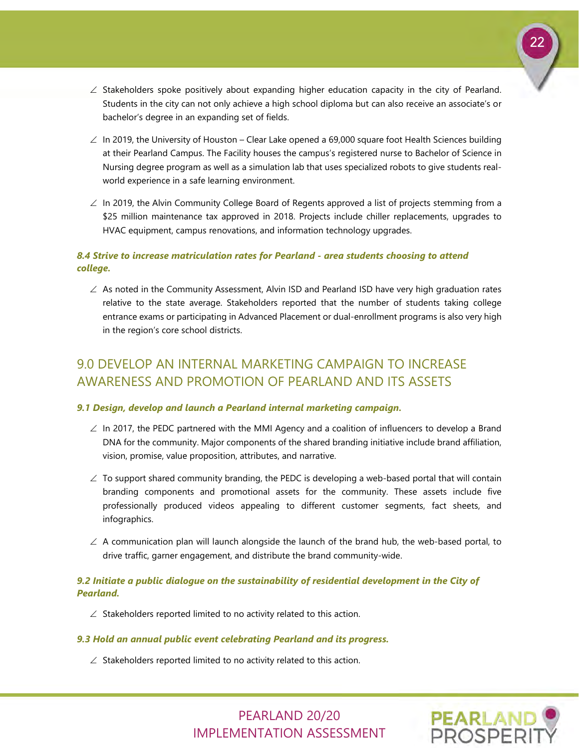- Stakeholders spoke positively about expanding higher education capacity in the city of Pearland. Students in the city can not only achieve a high school diploma but can also receive an associate's or bachelor's degree in an expanding set of fields.

- In 2019, the University of Houston – Clear Lake opened a 69,000 square foot Health Sciences building at their Pearland Campus. The Facility houses the campus's registered nurse to Bachelor of Science in Nursing degree program as well as a simulation lab that uses specialized robots to give students real-world experience in a safe learning environment.

- In 2019, the Alvin Community College Board of Regents approved a list of projects stemming from a $25 million maintenance tax approved in 2018. Projects include chiller replacements, upgrades to HVAC equipment, campus renovations, and information technology upgrades.

#### *8.4 Strive to increase matriculation rates for Pearland - area students choosing to attend college.*

- As noted in the Community Assessment, Alvin ISD and Pearland ISD have very high graduation rates relative to the state average. Stakeholders reported that the number of students taking college entrance exams or participating in Advanced Placement or dual-enrollment programs is also very high in the region's core school districts.

## 9.0 DEVELOP AN INTERNAL MARKETING CAMPAIGN TO INCREASE AWARENESS AND PROMOTION OF PEARLAND AND ITS ASSETS

#### *9.1 Design, develop and launch a Pearland internal marketing campaign.*

- In 2017, the PEDC partnered with the MMI Agency and a coalition of influencers to develop a Brand DNA for the community. Major components of the shared branding initiative include brand affiliation, vision, promise, value proposition, attributes, and narrative.

- To support shared community branding, the PEDC is developing a web-based portal that will contain branding components and promotional assets for the community. These assets include five professionally produced videos appealing to different customer segments, fact sheets, and infographics.

- A communication plan will launch alongside the launch of the brand hub, the web-based portal, to drive traffic, garner engagement, and distribute the brand community-wide.

#### *9.2 Initiate a public dialogue on the sustainability of residential development in the City of Pearland.*

- Stakeholders reported limited to no activity related to this action.

#### *9.3 Hold an annual public event celebrating Pearland and its progress.*

- Stakeholders reported limited to no activity related to this action.